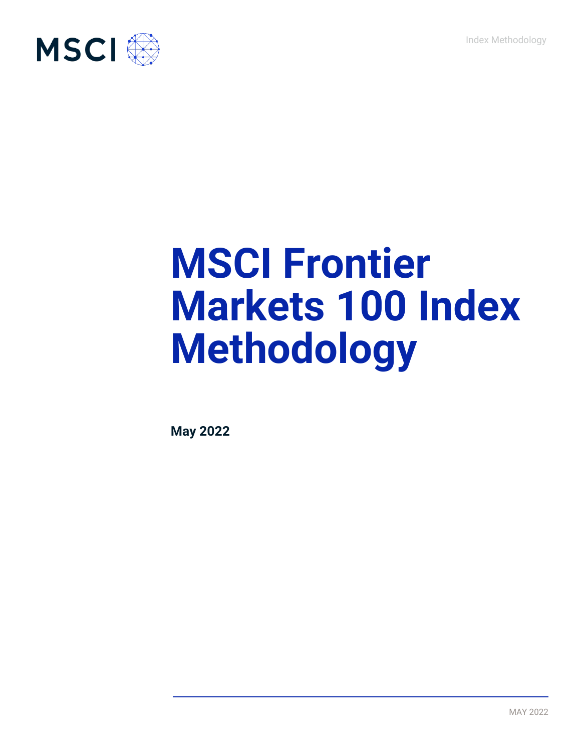# MSCI Frontier Markets 100 Index Methodology

**May 2022**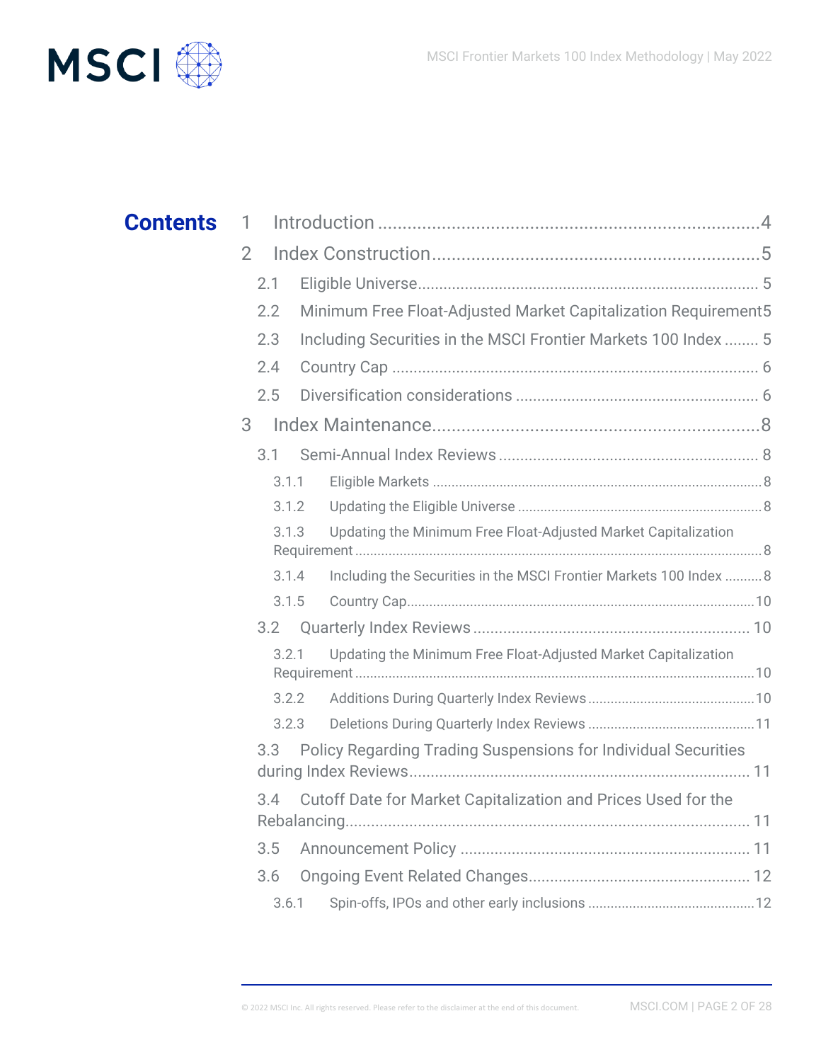# Contents

1 Introduction .......... 4

2 Index Construction .......... 5

- 2.1 Eligible Universe .......... 5
- 2.2 Minimum Free Float-Adjusted Market Capitalization Requirement .......... 5
- 2.3 Including Securities in the MSCI Frontier Markets 100 Index .......... 5
- 2.4 Country Cap .......... 6
- 2.5 Diversification considerations .......... 6

3 Index Maintenance .......... 8

- 3.1 Semi-Annual Index Reviews .......... 8
  - 3.1.1 Eligible Markets .......... 8
  - 3.1.2 Updating the Eligible Universe .......... 8
  - 3.1.3 Updating the Minimum Free Float-Adjusted Market Capitalization Requirement .......... 8
  - 3.1.4 Including the Securities in the MSCI Frontier Markets 100 Index .......... 8
  - 3.1.5 Country Cap .......... 10
- 3.2 Quarterly Index Reviews .......... 10
  - 3.2.1 Updating the Minimum Free Float-Adjusted Market Capitalization Requirement .......... 10
  - 3.2.2 Additions During Quarterly Index Reviews .......... 10
  - 3.2.3 Deletions During Quarterly Index Reviews .......... 11
- 3.3 Policy Regarding Trading Suspensions for Individual Securities during Index Reviews .......... 11
- 3.4 Cutoff Date for Market Capitalization and Prices Used for the Rebalancing .......... 11
- 3.5 Announcement Policy .......... 11
- 3.6 Ongoing Event Related Changes .......... 12
  - 3.6.1 Spin-offs, IPOs and other early inclusions .......... 12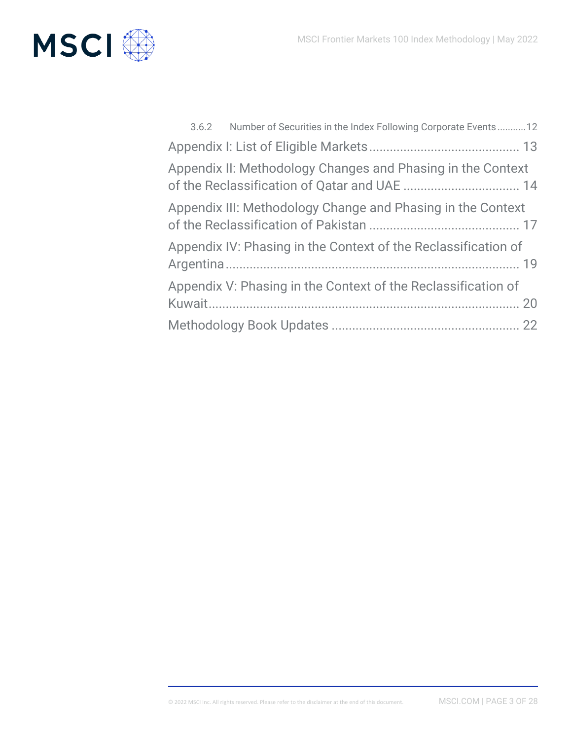3.6.2 Number of Securities in the Index Following Corporate Events ........... 12

Appendix I: List of Eligible Markets ........................................... 13

Appendix II: Methodology Changes and Phasing in the Context of the Reclassification of Qatar and UAE ................................. 14

Appendix III: Methodology Change and Phasing in the Context of the Reclassification of Pakistan ........................................... 17

Appendix IV: Phasing in the Context of the Reclassification of Argentina ..................................................................................... 19

Appendix V: Phasing in the Context of the Reclassification of Kuwait........................................................................................... 20

Methodology Book Updates ...................................................... 22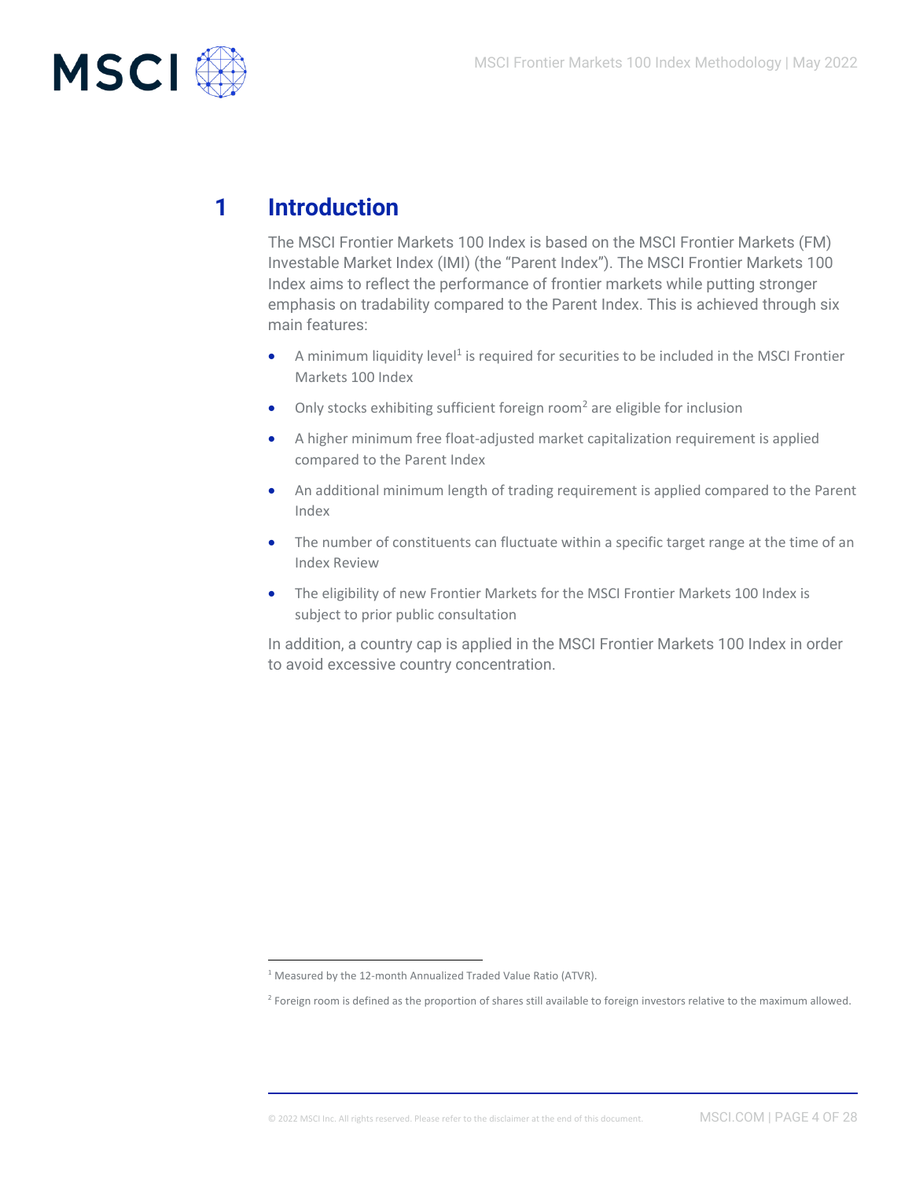# 1 Introduction

The MSCI Frontier Markets 100 Index is based on the MSCI Frontier Markets (FM) Investable Market Index (IMI) (the "Parent Index"). The MSCI Frontier Markets 100 Index aims to reflect the performance of frontier markets while putting stronger emphasis on tradability compared to the Parent Index. This is achieved through six main features:

- A minimum liquidity level[1] is required for securities to be included in the MSCI Frontier Markets 100 Index
- Only stocks exhibiting sufficient foreign room[2] are eligible for inclusion
- A higher minimum free float-adjusted market capitalization requirement is applied compared to the Parent Index
- An additional minimum length of trading requirement is applied compared to the Parent Index
- The number of constituents can fluctuate within a specific target range at the time of an Index Review
- The eligibility of new Frontier Markets for the MSCI Frontier Markets 100 Index is subject to prior public consultation

In addition, a country cap is applied in the MSCI Frontier Markets 100 Index in order to avoid excessive country concentration.

---

[1] Measured by the 12-month Annualized Traded Value Ratio (ATVR).

[2] Foreign room is defined as the proportion of shares still available to foreign investors relative to the maximum allowed.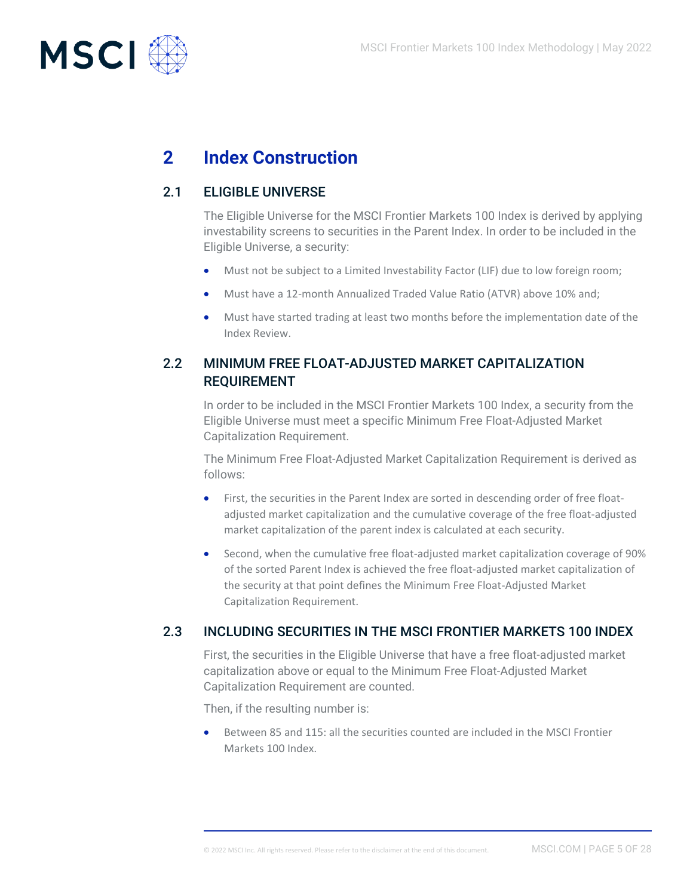# 2 Index Construction

## 2.1 ELIGIBLE UNIVERSE

The Eligible Universe for the MSCI Frontier Markets 100 Index is derived by applying investability screens to securities in the Parent Index. In order to be included in the Eligible Universe, a security:

- Must not be subject to a Limited Investability Factor (LIF) due to low foreign room;
- Must have a 12-month Annualized Traded Value Ratio (ATVR) above 10% and;
- Must have started trading at least two months before the implementation date of the Index Review.

## 2.2 MINIMUM FREE FLOAT-ADJUSTED MARKET CAPITALIZATION REQUIREMENT

In order to be included in the MSCI Frontier Markets 100 Index, a security from the Eligible Universe must meet a specific Minimum Free Float-Adjusted Market Capitalization Requirement.

The Minimum Free Float-Adjusted Market Capitalization Requirement is derived as follows:

- First, the securities in the Parent Index are sorted in descending order of free float-adjusted market capitalization and the cumulative coverage of the free float-adjusted market capitalization of the parent index is calculated at each security.
- Second, when the cumulative free float-adjusted market capitalization coverage of 90% of the sorted Parent Index is achieved the free float-adjusted market capitalization of the security at that point defines the Minimum Free Float-Adjusted Market Capitalization Requirement.

## 2.3 INCLUDING SECURITIES IN THE MSCI FRONTIER MARKETS 100 INDEX

First, the securities in the Eligible Universe that have a free float-adjusted market capitalization above or equal to the Minimum Free Float-Adjusted Market Capitalization Requirement are counted.

Then, if the resulting number is:

- Between 85 and 115: all the securities counted are included in the MSCI Frontier Markets 100 Index.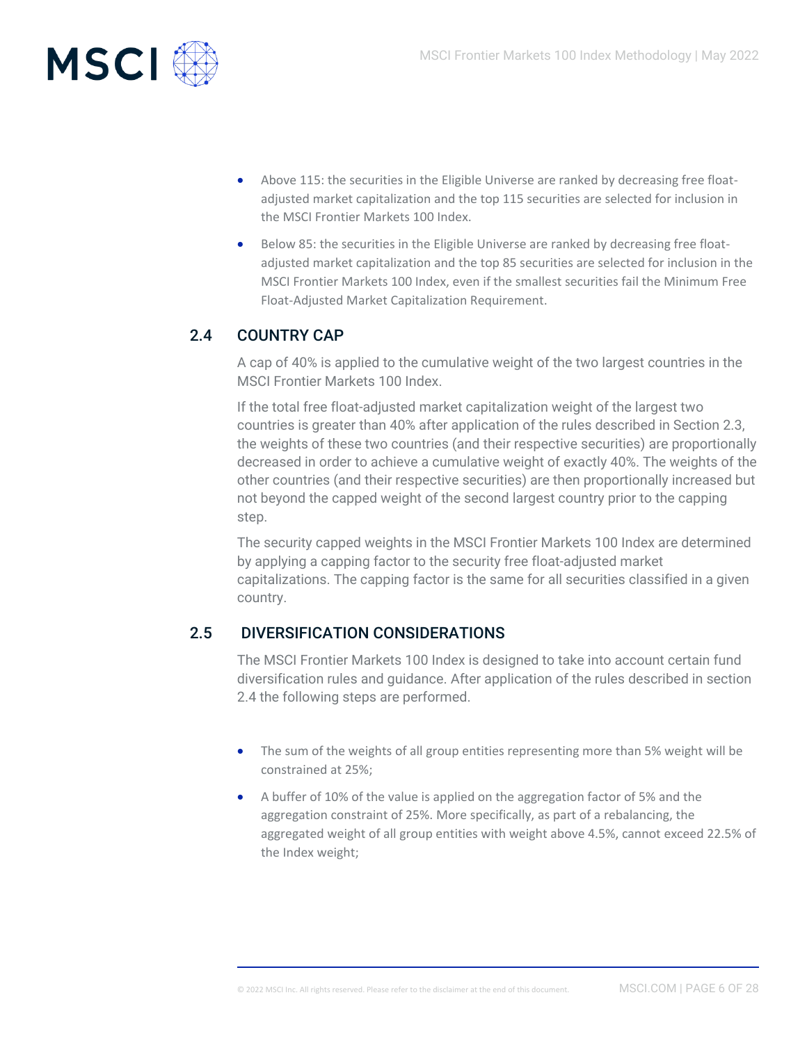- Above 115: the securities in the Eligible Universe are ranked by decreasing free float-adjusted market capitalization and the top 115 securities are selected for inclusion in the MSCI Frontier Markets 100 Index.
- Below 85: the securities in the Eligible Universe are ranked by decreasing free float-adjusted market capitalization and the top 85 securities are selected for inclusion in the MSCI Frontier Markets 100 Index, even if the smallest securities fail the Minimum Free Float-Adjusted Market Capitalization Requirement.

## 2.4 COUNTRY CAP

A cap of 40% is applied to the cumulative weight of the two largest countries in the MSCI Frontier Markets 100 Index.

If the total free float-adjusted market capitalization weight of the largest two countries is greater than 40% after application of the rules described in Section 2.3, the weights of these two countries (and their respective securities) are proportionally decreased in order to achieve a cumulative weight of exactly 40%. The weights of the other countries (and their respective securities) are then proportionally increased but not beyond the capped weight of the second largest country prior to the capping step.

The security capped weights in the MSCI Frontier Markets 100 Index are determined by applying a capping factor to the security free float-adjusted market capitalizations. The capping factor is the same for all securities classified in a given country.

## 2.5 DIVERSIFICATION CONSIDERATIONS

The MSCI Frontier Markets 100 Index is designed to take into account certain fund diversification rules and guidance. After application of the rules described in section 2.4 the following steps are performed.

- The sum of the weights of all group entities representing more than 5% weight will be constrained at 25%;
- A buffer of 10% of the value is applied on the aggregation factor of 5% and the aggregation constraint of 25%. More specifically, as part of a rebalancing, the aggregated weight of all group entities with weight above 4.5%, cannot exceed 22.5% of the Index weight;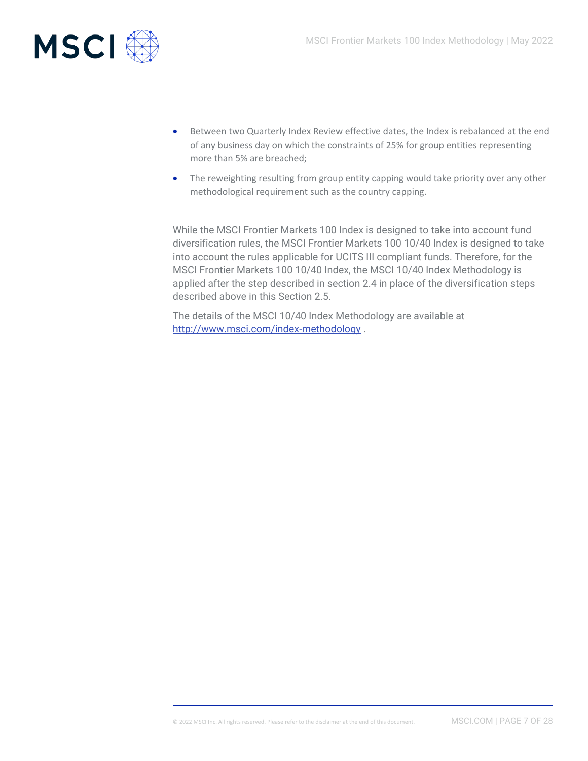- Between two Quarterly Index Review effective dates, the Index is rebalanced at the end of any business day on which the constraints of 25% for group entities representing more than 5% are breached;
- The reweighting resulting from group entity capping would take priority over any other methodological requirement such as the country capping.

While the MSCI Frontier Markets 100 Index is designed to take into account fund diversification rules, the MSCI Frontier Markets 100 10/40 Index is designed to take into account the rules applicable for UCITS III compliant funds. Therefore, for the MSCI Frontier Markets 100 10/40 Index, the MSCI 10/40 Index Methodology is applied after the step described in section 2.4 in place of the diversification steps described above in this Section 2.5.

The details of the MSCI 10/40 Index Methodology are available at [http://www.msci.com/index-methodology](http://www.msci.com/index-methodology) .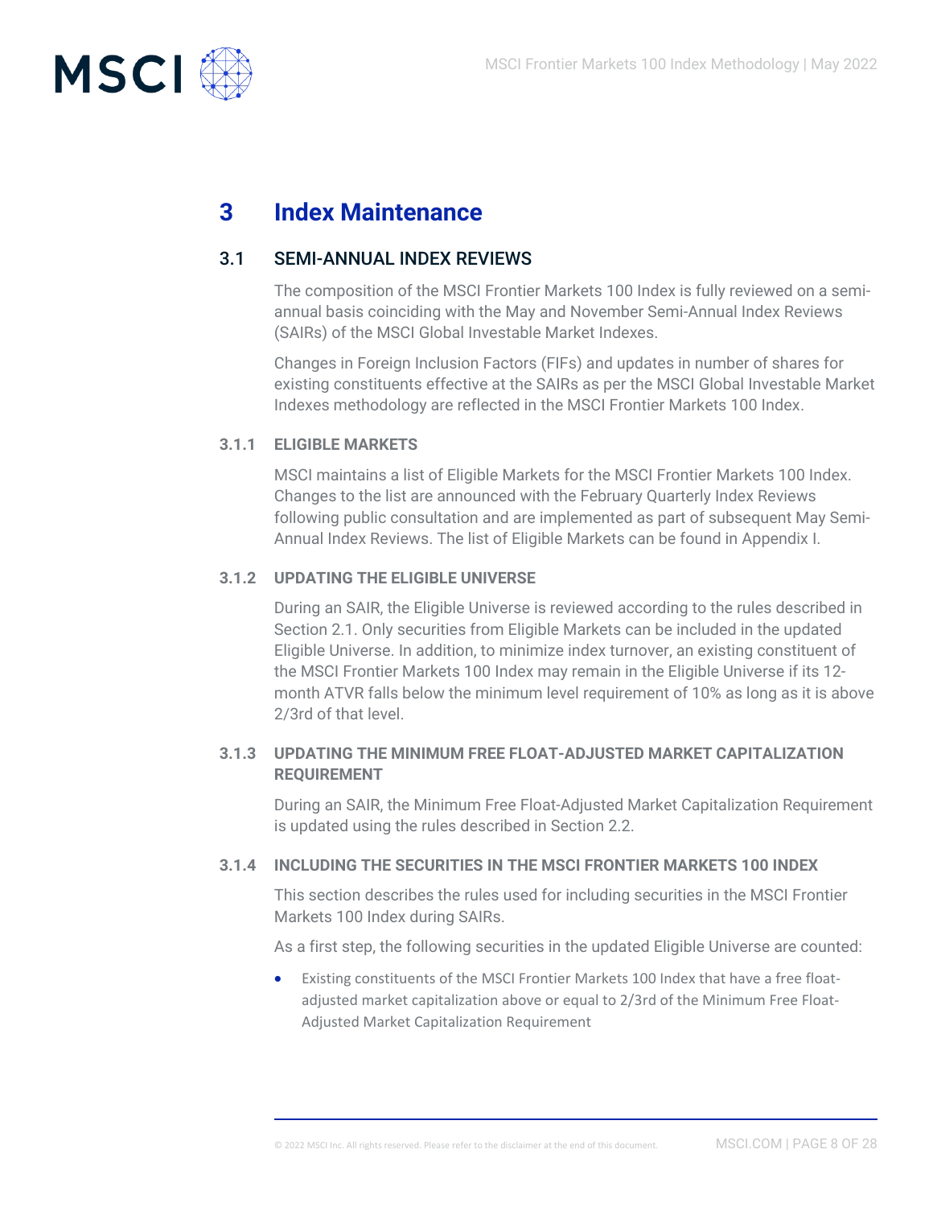# 3 Index Maintenance

## 3.1 SEMI-ANNUAL INDEX REVIEWS

The composition of the MSCI Frontier Markets 100 Index is fully reviewed on a semi-annual basis coinciding with the May and November Semi-Annual Index Reviews (SAIRs) of the MSCI Global Investable Market Indexes.

Changes in Foreign Inclusion Factors (FIFs) and updates in number of shares for existing constituents effective at the SAIRs as per the MSCI Global Investable Market Indexes methodology are reflected in the MSCI Frontier Markets 100 Index.

### 3.1.1 ELIGIBLE MARKETS

MSCI maintains a list of Eligible Markets for the MSCI Frontier Markets 100 Index. Changes to the list are announced with the February Quarterly Index Reviews following public consultation and are implemented as part of subsequent May Semi-Annual Index Reviews. The list of Eligible Markets can be found in Appendix I.

### 3.1.2 UPDATING THE ELIGIBLE UNIVERSE

During an SAIR, the Eligible Universe is reviewed according to the rules described in Section 2.1. Only securities from Eligible Markets can be included in the updated Eligible Universe. In addition, to minimize index turnover, an existing constituent of the MSCI Frontier Markets 100 Index may remain in the Eligible Universe if its 12-month ATVR falls below the minimum level requirement of 10% as long as it is above 2/3rd of that level.

### 3.1.3 UPDATING THE MINIMUM FREE FLOAT-ADJUSTED MARKET CAPITALIZATION REQUIREMENT

During an SAIR, the Minimum Free Float-Adjusted Market Capitalization Requirement is updated using the rules described in Section 2.2.

### 3.1.4 INCLUDING THE SECURITIES IN THE MSCI FRONTIER MARKETS 100 INDEX

This section describes the rules used for including securities in the MSCI Frontier Markets 100 Index during SAIRs.

As a first step, the following securities in the updated Eligible Universe are counted:

- Existing constituents of the MSCI Frontier Markets 100 Index that have a free float-adjusted market capitalization above or equal to 2/3rd of the Minimum Free Float-Adjusted Market Capitalization Requirement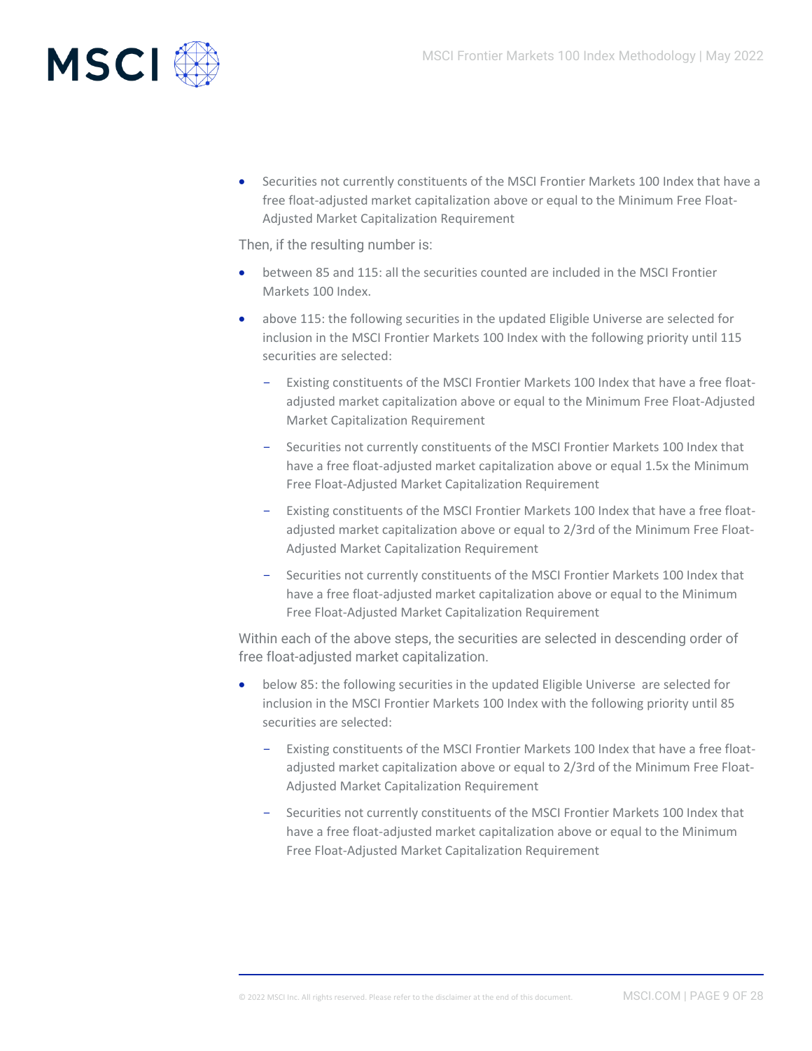- Securities not currently constituents of the MSCI Frontier Markets 100 Index that have a free float-adjusted market capitalization above or equal to the Minimum Free Float-Adjusted Market Capitalization Requirement

Then, if the resulting number is:

- between 85 and 115: all the securities counted are included in the MSCI Frontier Markets 100 Index.
- above 115: the following securities in the updated Eligible Universe are selected for inclusion in the MSCI Frontier Markets 100 Index with the following priority until 115 securities are selected:
  - Existing constituents of the MSCI Frontier Markets 100 Index that have a free float-adjusted market capitalization above or equal to the Minimum Free Float-Adjusted Market Capitalization Requirement
  - Securities not currently constituents of the MSCI Frontier Markets 100 Index that have a free float-adjusted market capitalization above or equal 1.5x the Minimum Free Float-Adjusted Market Capitalization Requirement
  - Existing constituents of the MSCI Frontier Markets 100 Index that have a free float-adjusted market capitalization above or equal to 2/3rd of the Minimum Free Float-Adjusted Market Capitalization Requirement
  - Securities not currently constituents of the MSCI Frontier Markets 100 Index that have a free float-adjusted market capitalization above or equal to the Minimum Free Float-Adjusted Market Capitalization Requirement

Within each of the above steps, the securities are selected in descending order of free float-adjusted market capitalization.

- below 85: the following securities in the updated Eligible Universe are selected for inclusion in the MSCI Frontier Markets 100 Index with the following priority until 85 securities are selected:
  - Existing constituents of the MSCI Frontier Markets 100 Index that have a free float-adjusted market capitalization above or equal to 2/3rd of the Minimum Free Float-Adjusted Market Capitalization Requirement
  - Securities not currently constituents of the MSCI Frontier Markets 100 Index that have a free float-adjusted market capitalization above or equal to the Minimum Free Float-Adjusted Market Capitalization Requirement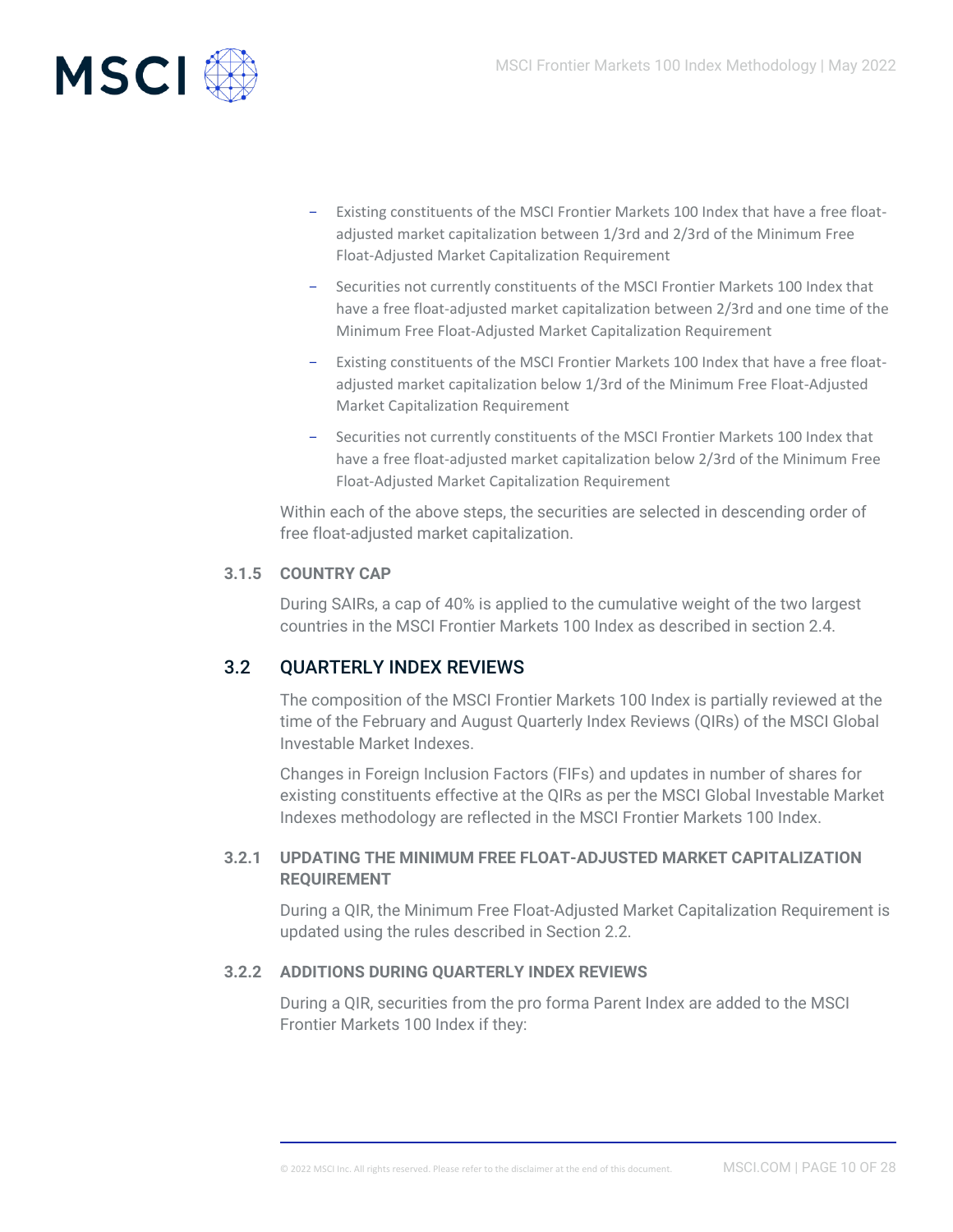- Existing constituents of the MSCI Frontier Markets 100 Index that have a free float-adjusted market capitalization between 1/3rd and 2/3rd of the Minimum Free Float-Adjusted Market Capitalization Requirement
- Securities not currently constituents of the MSCI Frontier Markets 100 Index that have a free float-adjusted market capitalization between 2/3rd and one time of the Minimum Free Float-Adjusted Market Capitalization Requirement
- Existing constituents of the MSCI Frontier Markets 100 Index that have a free float-adjusted market capitalization below 1/3rd of the Minimum Free Float-Adjusted Market Capitalization Requirement
- Securities not currently constituents of the MSCI Frontier Markets 100 Index that have a free float-adjusted market capitalization below 2/3rd of the Minimum Free Float-Adjusted Market Capitalization Requirement

Within each of the above steps, the securities are selected in descending order of free float-adjusted market capitalization.

### 3.1.5 COUNTRY CAP

During SAIRs, a cap of 40% is applied to the cumulative weight of the two largest countries in the MSCI Frontier Markets 100 Index as described in section 2.4.

## 3.2 QUARTERLY INDEX REVIEWS

The composition of the MSCI Frontier Markets 100 Index is partially reviewed at the time of the February and August Quarterly Index Reviews (QIRs) of the MSCI Global Investable Market Indexes.

Changes in Foreign Inclusion Factors (FIFs) and updates in number of shares for existing constituents effective at the QIRs as per the MSCI Global Investable Market Indexes methodology are reflected in the MSCI Frontier Markets 100 Index.

### 3.2.1 UPDATING THE MINIMUM FREE FLOAT-ADJUSTED MARKET CAPITALIZATION REQUIREMENT

During a QIR, the Minimum Free Float-Adjusted Market Capitalization Requirement is updated using the rules described in Section 2.2.

### 3.2.2 ADDITIONS DURING QUARTERLY INDEX REVIEWS

During a QIR, securities from the pro forma Parent Index are added to the MSCI Frontier Markets 100 Index if they: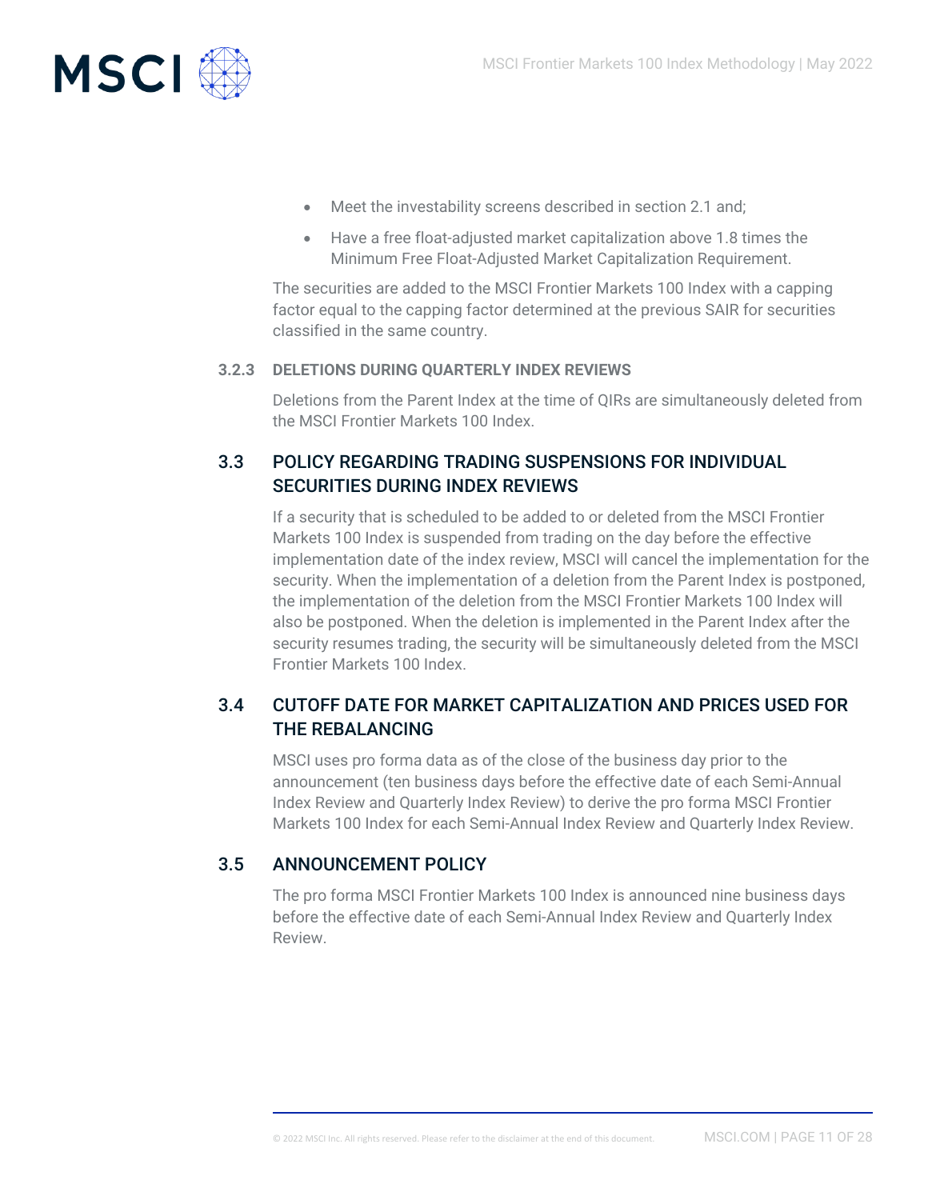- Meet the investability screens described in section 2.1 and;
- Have a free float-adjusted market capitalization above 1.8 times the Minimum Free Float-Adjusted Market Capitalization Requirement.

The securities are added to the MSCI Frontier Markets 100 Index with a capping factor equal to the capping factor determined at the previous SAIR for securities classified in the same country.

#### 3.2.3 DELETIONS DURING QUARTERLY INDEX REVIEWS

Deletions from the Parent Index at the time of QIRs are simultaneously deleted from the MSCI Frontier Markets 100 Index.

## 3.3 POLICY REGARDING TRADING SUSPENSIONS FOR INDIVIDUAL SECURITIES DURING INDEX REVIEWS

If a security that is scheduled to be added to or deleted from the MSCI Frontier Markets 100 Index is suspended from trading on the day before the effective implementation date of the index review, MSCI will cancel the implementation for the security. When the implementation of a deletion from the Parent Index is postponed, the implementation of the deletion from the MSCI Frontier Markets 100 Index will also be postponed. When the deletion is implemented in the Parent Index after the security resumes trading, the security will be simultaneously deleted from the MSCI Frontier Markets 100 Index.

## 3.4 CUTOFF DATE FOR MARKET CAPITALIZATION AND PRICES USED FOR THE REBALANCING

MSCI uses pro forma data as of the close of the business day prior to the announcement (ten business days before the effective date of each Semi-Annual Index Review and Quarterly Index Review) to derive the pro forma MSCI Frontier Markets 100 Index for each Semi-Annual Index Review and Quarterly Index Review.

## 3.5 ANNOUNCEMENT POLICY

The pro forma MSCI Frontier Markets 100 Index is announced nine business days before the effective date of each Semi-Annual Index Review and Quarterly Index Review.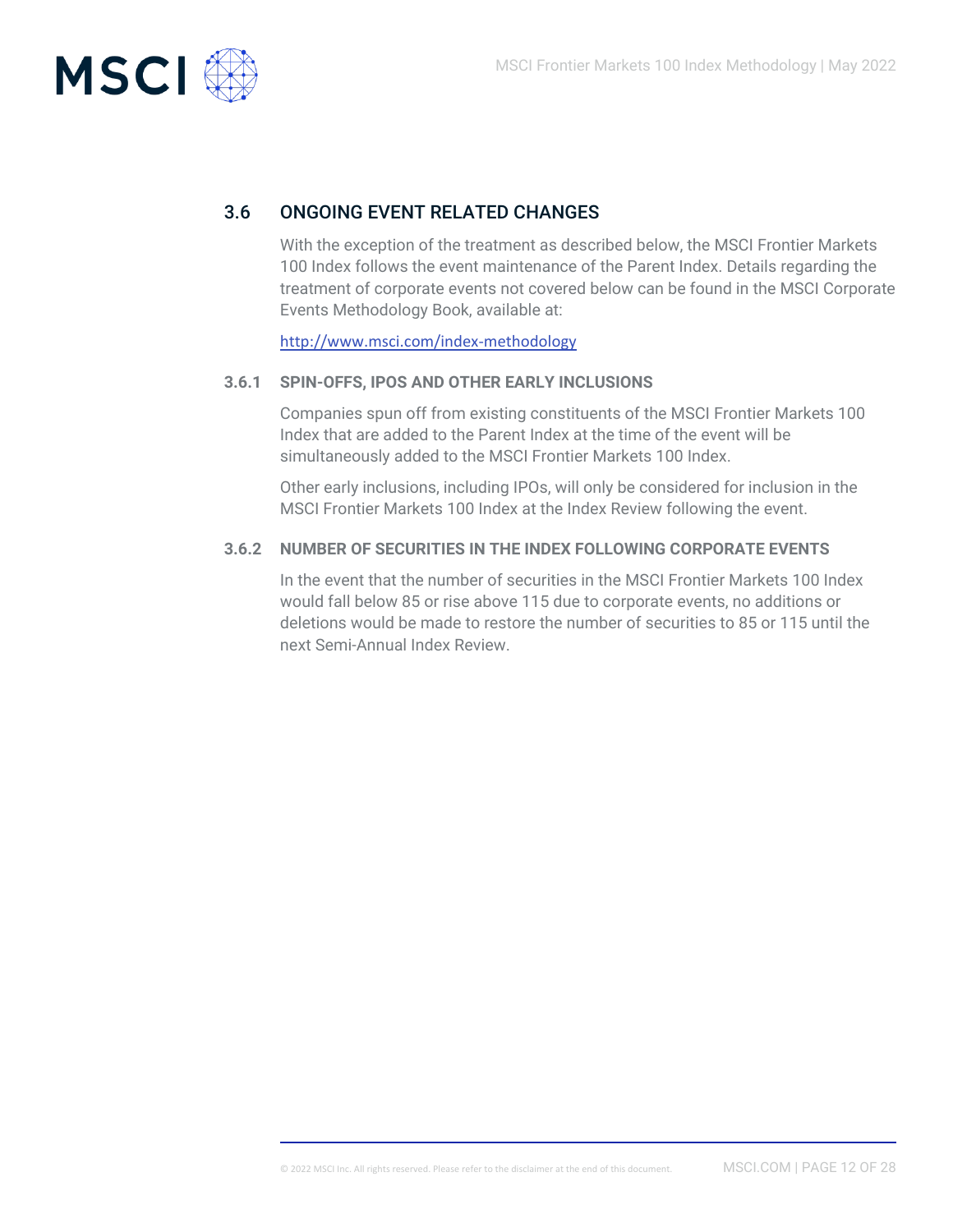## 3.6 ONGOING EVENT RELATED CHANGES

With the exception of the treatment as described below, the MSCI Frontier Markets 100 Index follows the event maintenance of the Parent Index. Details regarding the treatment of corporate events not covered below can be found in the MSCI Corporate Events Methodology Book, available at:

http://www.msci.com/index-methodology

### 3.6.1 SPIN-OFFS, IPOS AND OTHER EARLY INCLUSIONS

Companies spun off from existing constituents of the MSCI Frontier Markets 100 Index that are added to the Parent Index at the time of the event will be simultaneously added to the MSCI Frontier Markets 100 Index.

Other early inclusions, including IPOs, will only be considered for inclusion in the MSCI Frontier Markets 100 Index at the Index Review following the event.

### 3.6.2 NUMBER OF SECURITIES IN THE INDEX FOLLOWING CORPORATE EVENTS

In the event that the number of securities in the MSCI Frontier Markets 100 Index would fall below 85 or rise above 115 due to corporate events, no additions or deletions would be made to restore the number of securities to 85 or 115 until the next Semi-Annual Index Review.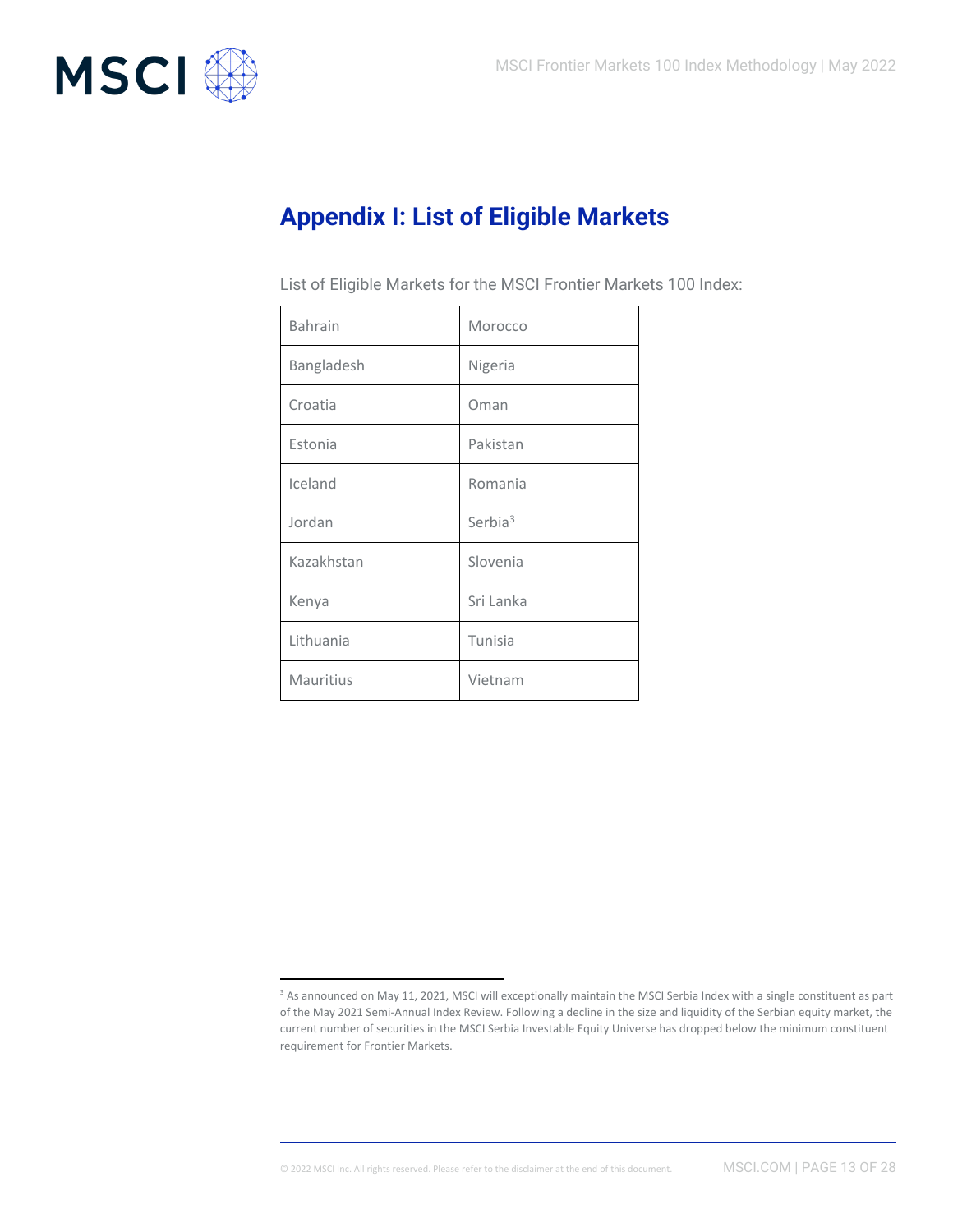# Appendix I: List of Eligible Markets

List of Eligible Markets for the MSCI Frontier Markets 100 Index:

| | |
|---|---|
| Bahrain | Morocco |
| Bangladesh | Nigeria |
| Croatia | Oman |
| Estonia | Pakistan |
| Iceland | Romania |
| Jordan | Serbia[3] |
| Kazakhstan | Slovenia |
| Kenya | Sri Lanka |
| Lithuania | Tunisia |
| Mauritius | Vietnam |

[3] As announced on May 11, 2021, MSCI will exceptionally maintain the MSCI Serbia Index with a single constituent as part of the May 2021 Semi-Annual Index Review. Following a decline in the size and liquidity of the Serbian equity market, the current number of securities in the MSCI Serbia Investable Equity Universe has dropped below the minimum constituent requirement for Frontier Markets.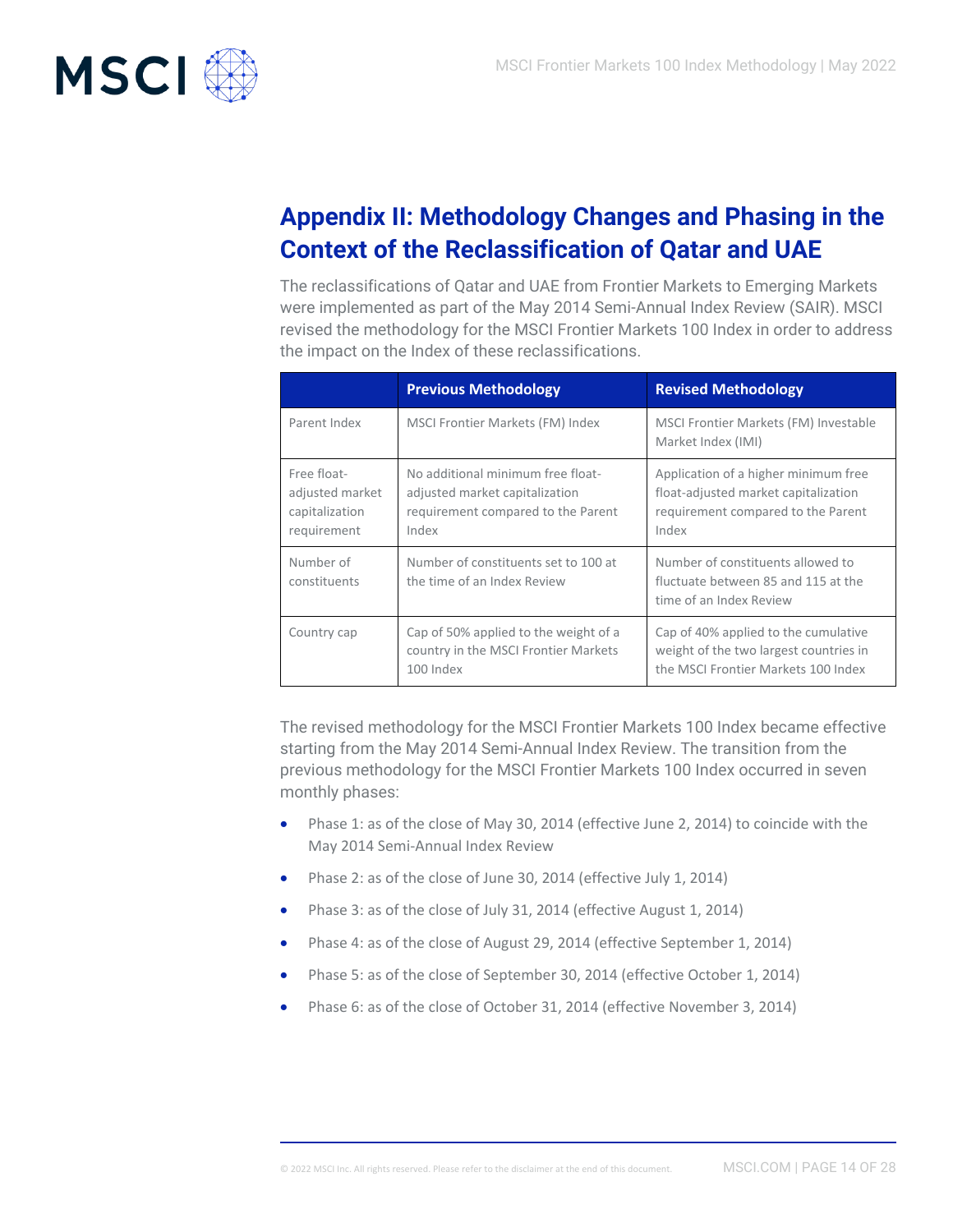## Appendix II: Methodology Changes and Phasing in the Context of the Reclassification of Qatar and UAE

The reclassifications of Qatar and UAE from Frontier Markets to Emerging Markets were implemented as part of the May 2014 Semi-Annual Index Review (SAIR). MSCI revised the methodology for the MSCI Frontier Markets 100 Index in order to address the impact on the Index of these reclassifications.

| | Previous Methodology | Revised Methodology |
|---|---|---|
| Parent Index | MSCI Frontier Markets (FM) Index | MSCI Frontier Markets (FM) Investable Market Index (IMI) |
| Free float-adjusted market capitalization requirement | No additional minimum free float-adjusted market capitalization requirement compared to the Parent Index | Application of a higher minimum free float-adjusted market capitalization requirement compared to the Parent Index |
| Number of constituents | Number of constituents set to 100 at the time of an Index Review | Number of constituents allowed to fluctuate between 85 and 115 at the time of an Index Review |
| Country cap | Cap of 50% applied to the weight of a country in the MSCI Frontier Markets 100 Index | Cap of 40% applied to the cumulative weight of the two largest countries in the MSCI Frontier Markets 100 Index |

The revised methodology for the MSCI Frontier Markets 100 Index became effective starting from the May 2014 Semi-Annual Index Review. The transition from the previous methodology for the MSCI Frontier Markets 100 Index occurred in seven monthly phases:

- Phase 1: as of the close of May 30, 2014 (effective June 2, 2014) to coincide with the May 2014 Semi-Annual Index Review
- Phase 2: as of the close of June 30, 2014 (effective July 1, 2014)
- Phase 3: as of the close of July 31, 2014 (effective August 1, 2014)
- Phase 4: as of the close of August 29, 2014 (effective September 1, 2014)
- Phase 5: as of the close of September 30, 2014 (effective October 1, 2014)
- Phase 6: as of the close of October 31, 2014 (effective November 3, 2014)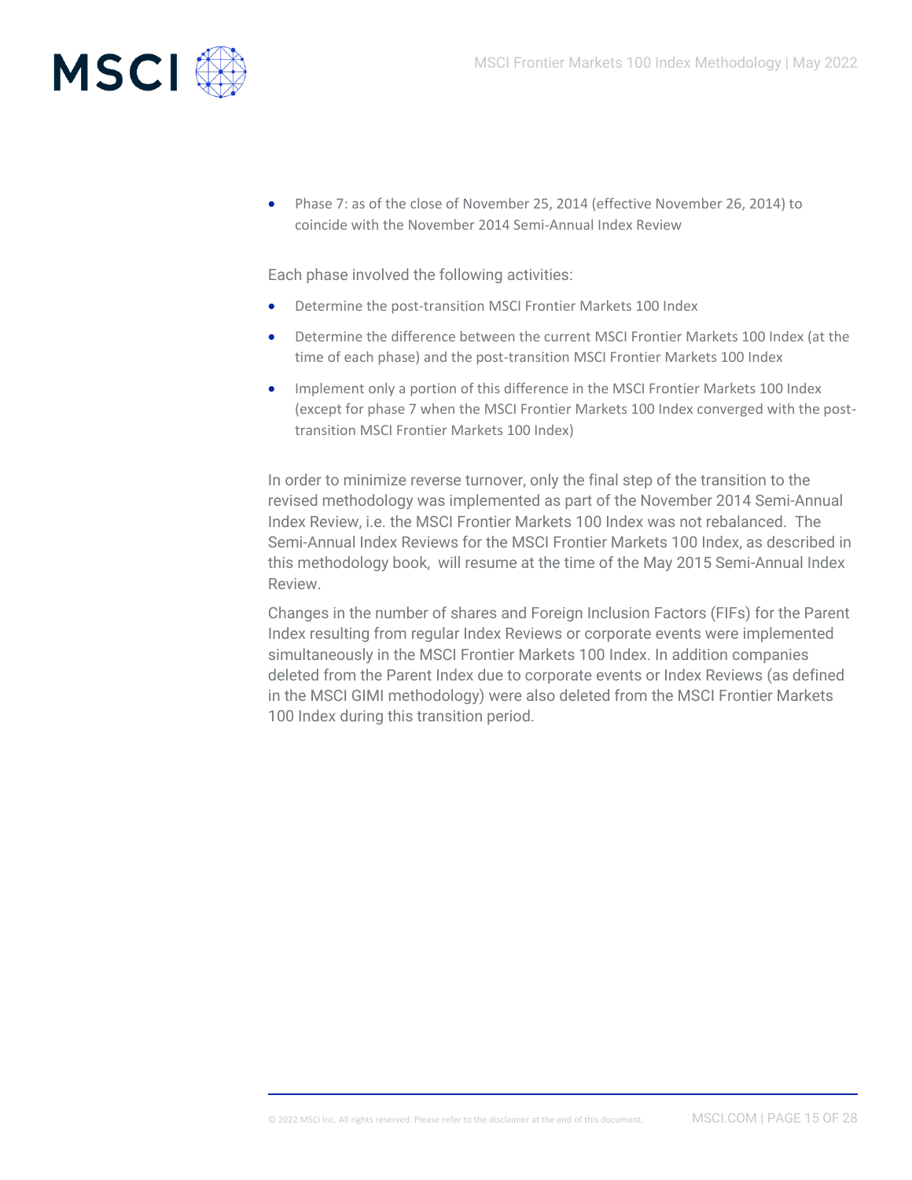- Phase 7: as of the close of November 25, 2014 (effective November 26, 2014) to coincide with the November 2014 Semi-Annual Index Review

Each phase involved the following activities:

- Determine the post-transition MSCI Frontier Markets 100 Index
- Determine the difference between the current MSCI Frontier Markets 100 Index (at the time of each phase) and the post-transition MSCI Frontier Markets 100 Index
- Implement only a portion of this difference in the MSCI Frontier Markets 100 Index (except for phase 7 when the MSCI Frontier Markets 100 Index converged with the post-transition MSCI Frontier Markets 100 Index)

In order to minimize reverse turnover, only the final step of the transition to the revised methodology was implemented as part of the November 2014 Semi-Annual Index Review, i.e. the MSCI Frontier Markets 100 Index was not rebalanced. The Semi-Annual Index Reviews for the MSCI Frontier Markets 100 Index, as described in this methodology book, will resume at the time of the May 2015 Semi-Annual Index Review.

Changes in the number of shares and Foreign Inclusion Factors (FIFs) for the Parent Index resulting from regular Index Reviews or corporate events were implemented simultaneously in the MSCI Frontier Markets 100 Index. In addition companies deleted from the Parent Index due to corporate events or Index Reviews (as defined in the MSCI GIMI methodology) were also deleted from the MSCI Frontier Markets 100 Index during this transition period.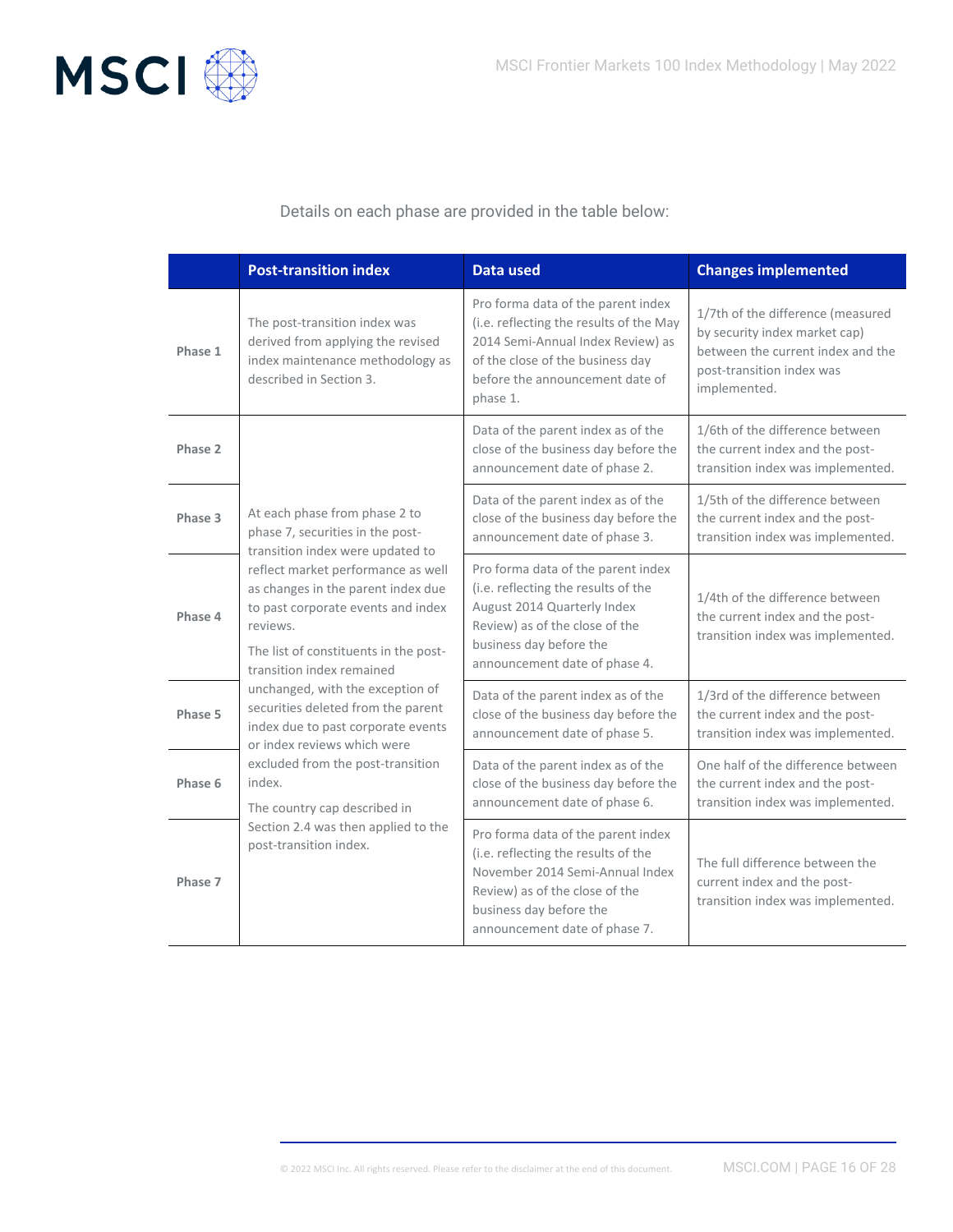Details on each phase are provided in the table below:

| | Post-transition index | Data used | Changes implemented |
|---|---|---|---|
| **Phase 1** | The post-transition index was derived from applying the revised index maintenance methodology as described in Section 3. | Pro forma data of the parent index (i.e. reflecting the results of the May 2014 Semi-Annual Index Review) as of the close of the business day before the announcement date of phase 1. | 1/7th of the difference (measured by security index market cap) between the current index and the post-transition index was implemented. |
| **Phase 2** | At each phase from phase 2 to phase 7, securities in the post-transition index were updated to reflect market performance as well as changes in the parent index due to past corporate events and index reviews. The list of constituents in the post-transition index remained unchanged, with the exception of securities deleted from the parent index due to past corporate events or index reviews which were excluded from the post-transition index. The country cap described in Section 2.4 was then applied to the post-transition index. | Data of the parent index as of the close of the business day before the announcement date of phase 2. | 1/6th of the difference between the current index and the post-transition index was implemented. |
| **Phase 3** | | Data of the parent index as of the close of the business day before the announcement date of phase 3. | 1/5th of the difference between the current index and the post-transition index was implemented. |
| **Phase 4** | | Pro forma data of the parent index (i.e. reflecting the results of the August 2014 Quarterly Index Review) as of the close of the business day before the announcement date of phase 4. | 1/4th of the difference between the current index and the post-transition index was implemented. |
| **Phase 5** | | Data of the parent index as of the close of the business day before the announcement date of phase 5. | 1/3rd of the difference between the current index and the post-transition index was implemented. |
| **Phase 6** | | Data of the parent index as of the close of the business day before the announcement date of phase 6. | One half of the difference between the current index and the post-transition index was implemented. |
| **Phase 7** | | Pro forma data of the parent index (i.e. reflecting the results of the November 2014 Semi-Annual Index Review) as of the close of the business day before the announcement date of phase 7. | The full difference between the current index and the post-transition index was implemented. |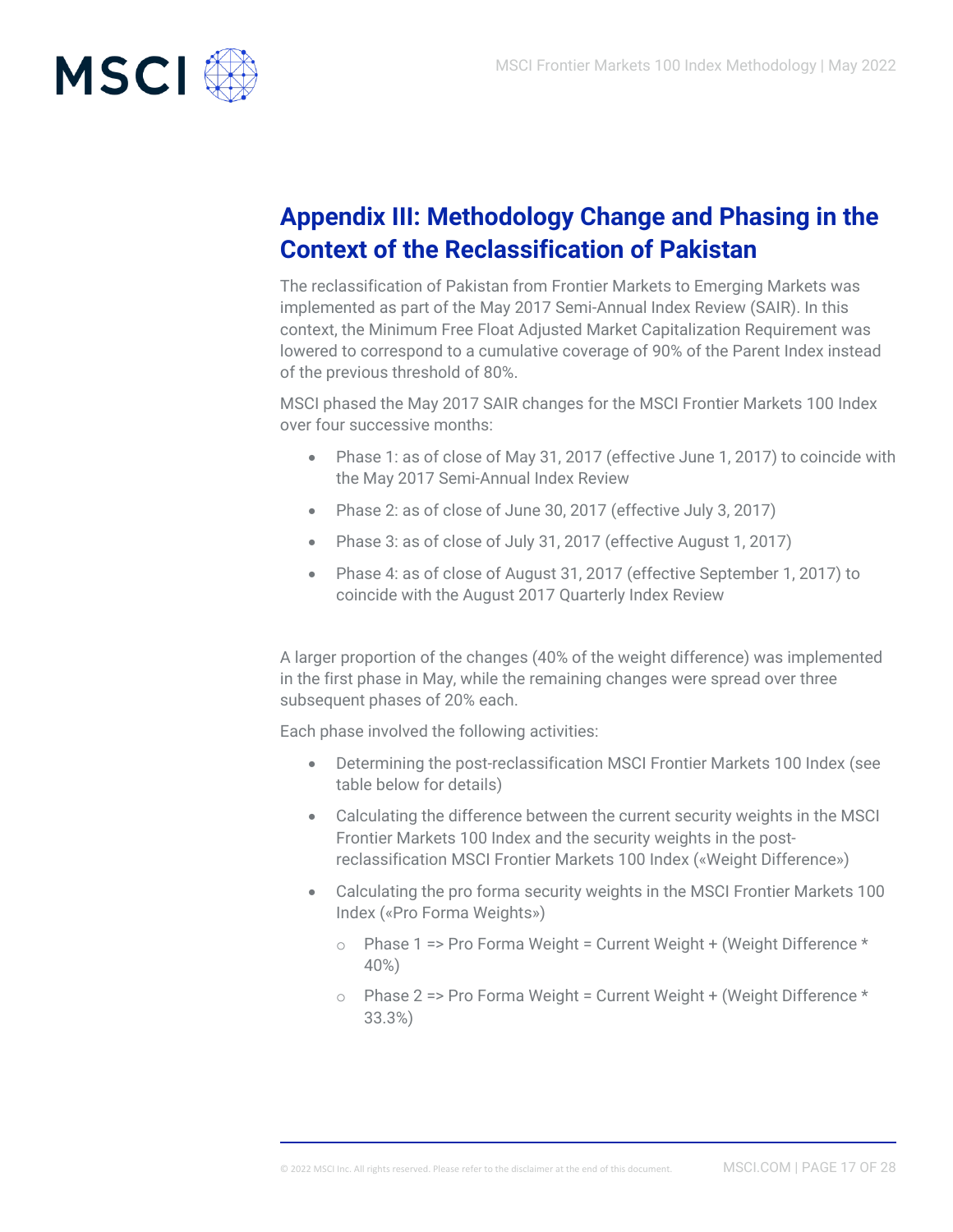## Appendix III: Methodology Change and Phasing in the Context of the Reclassification of Pakistan

The reclassification of Pakistan from Frontier Markets to Emerging Markets was implemented as part of the May 2017 Semi-Annual Index Review (SAIR). In this context, the Minimum Free Float Adjusted Market Capitalization Requirement was lowered to correspond to a cumulative coverage of 90% of the Parent Index instead of the previous threshold of 80%.

MSCI phased the May 2017 SAIR changes for the MSCI Frontier Markets 100 Index over four successive months:

- Phase 1: as of close of May 31, 2017 (effective June 1, 2017) to coincide with the May 2017 Semi-Annual Index Review
- Phase 2: as of close of June 30, 2017 (effective July 3, 2017)
- Phase 3: as of close of July 31, 2017 (effective August 1, 2017)
- Phase 4: as of close of August 31, 2017 (effective September 1, 2017) to coincide with the August 2017 Quarterly Index Review

A larger proportion of the changes (40% of the weight difference) was implemented in the first phase in May, while the remaining changes were spread over three subsequent phases of 20% each.

Each phase involved the following activities:

- Determining the post-reclassification MSCI Frontier Markets 100 Index (see table below for details)
- Calculating the difference between the current security weights in the MSCI Frontier Markets 100 Index and the security weights in the post-reclassification MSCI Frontier Markets 100 Index («Weight Difference»)
- Calculating the pro forma security weights in the MSCI Frontier Markets 100 Index («Pro Forma Weights»)
  - Phase 1 => Pro Forma Weight = Current Weight + (Weight Difference * 40%)
  - Phase 2 => Pro Forma Weight = Current Weight + (Weight Difference * 33.3%)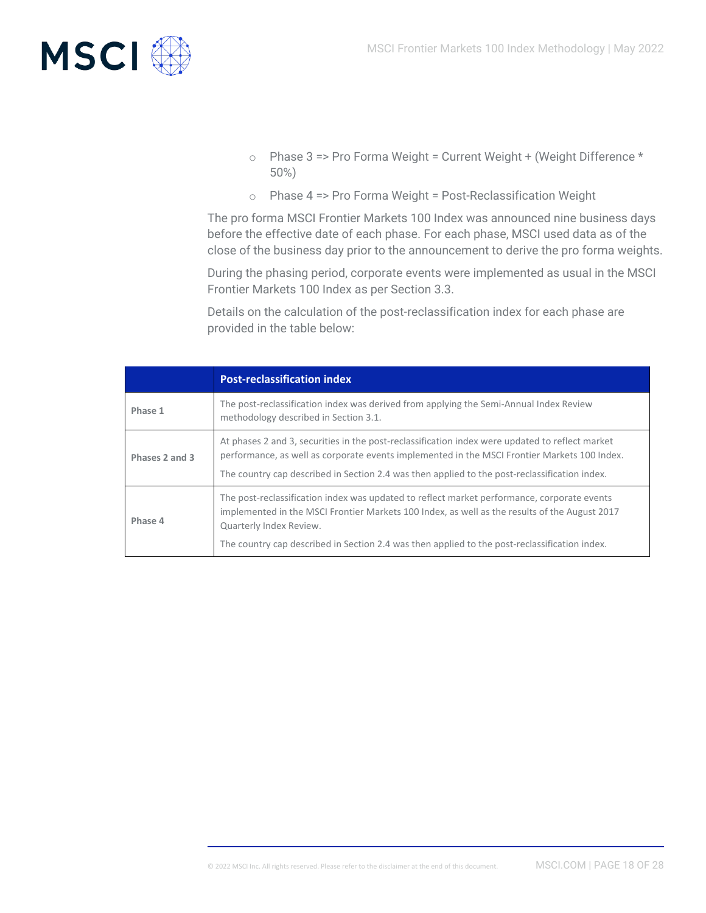- Phase 3 => Pro Forma Weight = Current Weight + (Weight Difference * 50%)
- Phase 4 => Pro Forma Weight = Post-Reclassification Weight

The pro forma MSCI Frontier Markets 100 Index was announced nine business days before the effective date of each phase. For each phase, MSCI used data as of the close of the business day prior to the announcement to derive the pro forma weights.

During the phasing period, corporate events were implemented as usual in the MSCI Frontier Markets 100 Index as per Section 3.3.

Details on the calculation of the post-reclassification index for each phase are provided in the table below:

| | Post-reclassification index |
|---|---|
| **Phase 1** | The post-reclassification index was derived from applying the Semi-Annual Index Review methodology described in Section 3.1. |
| **Phases 2 and 3** | At phases 2 and 3, securities in the post-reclassification index were updated to reflect market performance, as well as corporate events implemented in the MSCI Frontier Markets 100 Index. The country cap described in Section 2.4 was then applied to the post-reclassification index. |
| **Phase 4** | The post-reclassification index was updated to reflect market performance, corporate events implemented in the MSCI Frontier Markets 100 Index, as well as the results of the August 2017 Quarterly Index Review. The country cap described in Section 2.4 was then applied to the post-reclassification index. |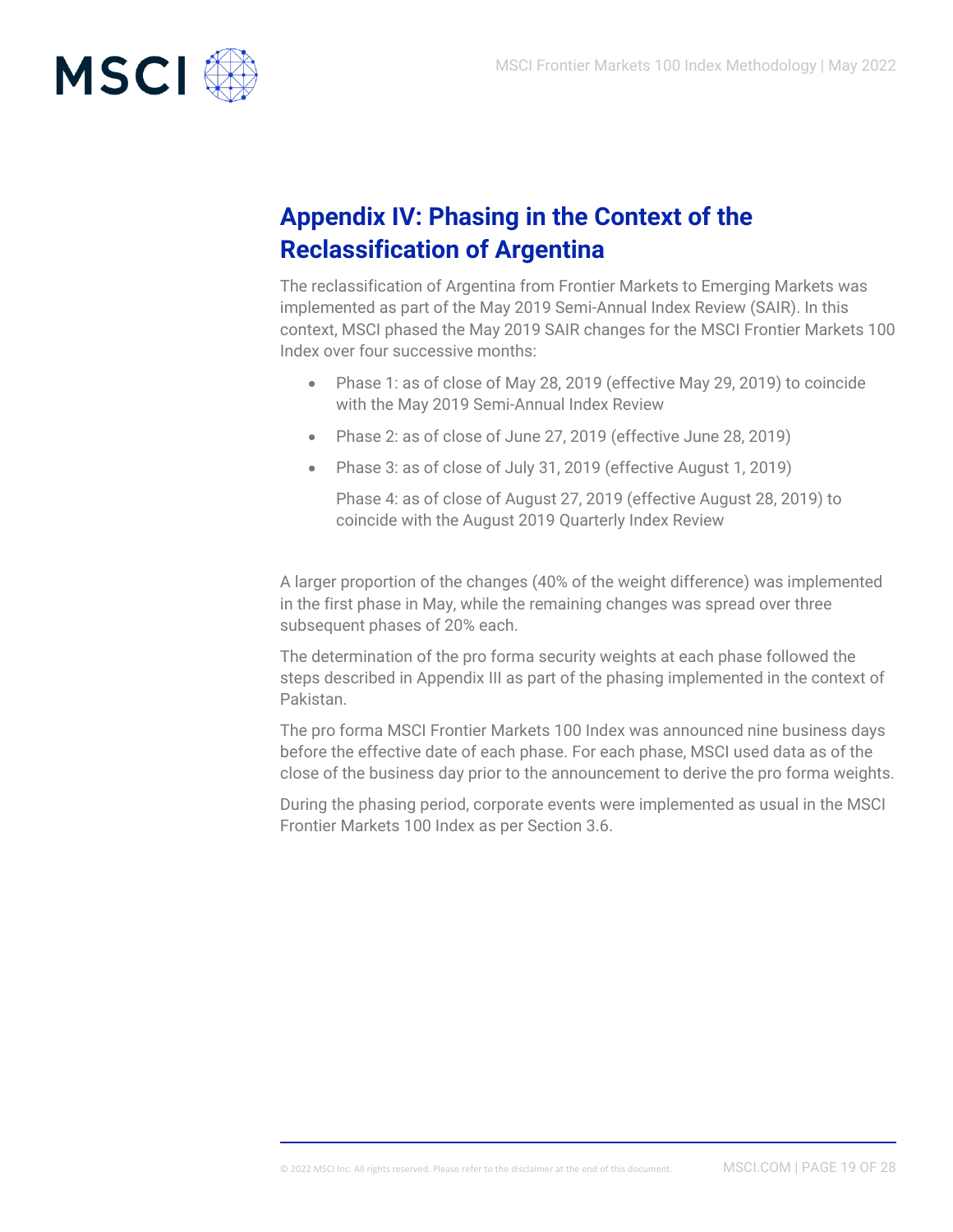## Appendix IV: Phasing in the Context of the Reclassification of Argentina

The reclassification of Argentina from Frontier Markets to Emerging Markets was implemented as part of the May 2019 Semi-Annual Index Review (SAIR). In this context, MSCI phased the May 2019 SAIR changes for the MSCI Frontier Markets 100 Index over four successive months:

- Phase 1: as of close of May 28, 2019 (effective May 29, 2019) to coincide with the May 2019 Semi-Annual Index Review
- Phase 2: as of close of June 27, 2019 (effective June 28, 2019)
- Phase 3: as of close of July 31, 2019 (effective August 1, 2019)

  Phase 4: as of close of August 27, 2019 (effective August 28, 2019) to coincide with the August 2019 Quarterly Index Review

A larger proportion of the changes (40% of the weight difference) was implemented in the first phase in May, while the remaining changes was spread over three subsequent phases of 20% each.

The determination of the pro forma security weights at each phase followed the steps described in Appendix III as part of the phasing implemented in the context of Pakistan.

The pro forma MSCI Frontier Markets 100 Index was announced nine business days before the effective date of each phase. For each phase, MSCI used data as of the close of the business day prior to the announcement to derive the pro forma weights.

During the phasing period, corporate events were implemented as usual in the MSCI Frontier Markets 100 Index as per Section 3.6.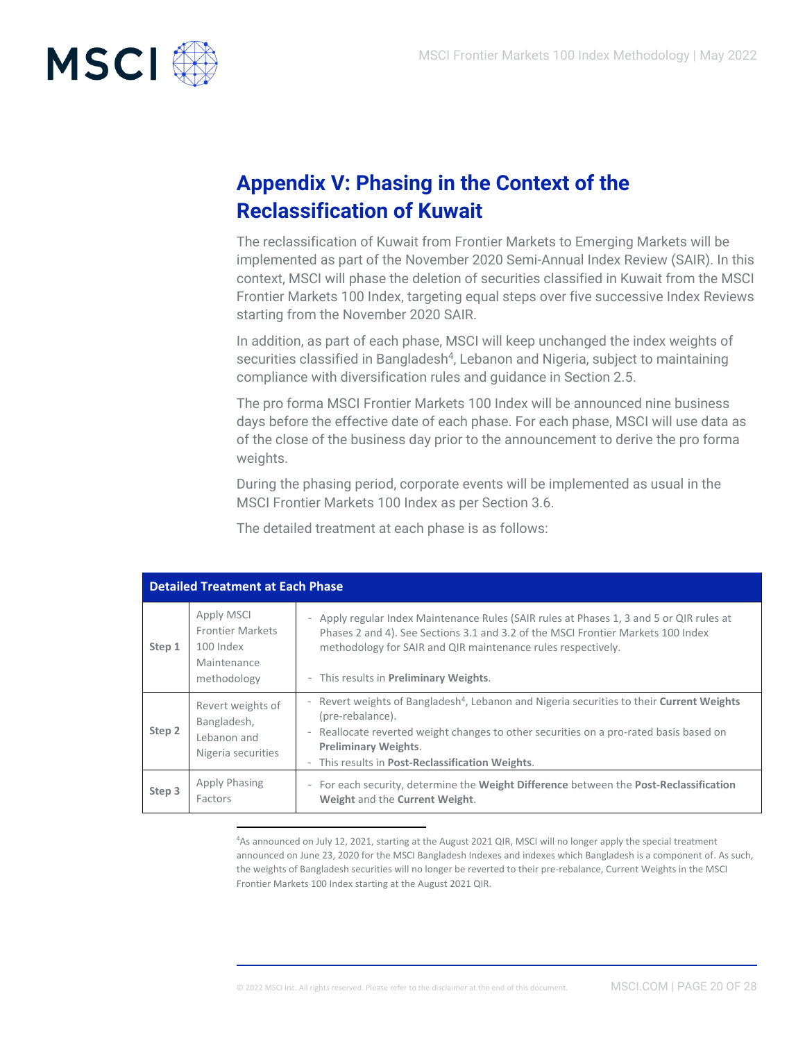## Appendix V: Phasing in the Context of the Reclassification of Kuwait

The reclassification of Kuwait from Frontier Markets to Emerging Markets will be implemented as part of the November 2020 Semi-Annual Index Review (SAIR). In this context, MSCI will phase the deletion of securities classified in Kuwait from the MSCI Frontier Markets 100 Index, targeting equal steps over five successive Index Reviews starting from the November 2020 SAIR.

In addition, as part of each phase, MSCI will keep unchanged the index weights of securities classified in Bangladesh[4], Lebanon and Nigeria, subject to maintaining compliance with diversification rules and guidance in Section 2.5.

The pro forma MSCI Frontier Markets 100 Index will be announced nine business days before the effective date of each phase. For each phase, MSCI will use data as of the close of the business day prior to the announcement to derive the pro forma weights.

During the phasing period, corporate events will be implemented as usual in the MSCI Frontier Markets 100 Index as per Section 3.6.

The detailed treatment at each phase is as follows:

| Detailed Treatment at Each Phase | | |
|---|---|---|
| **Step 1** | Apply MSCI Frontier Markets 100 Index Maintenance methodology | - Apply regular Index Maintenance Rules (SAIR rules at Phases 1, 3 and 5 or QIR rules at Phases 2 and 4). See Sections 3.1 and 3.2 of the MSCI Frontier Markets 100 Index methodology for SAIR and QIR maintenance rules respectively.<br>- This results in **Preliminary Weights**. |
| **Step 2** | Revert weights of Bangladesh, Lebanon and Nigeria securities | - Revert weights of Bangladesh[4], Lebanon and Nigeria securities to their **Current Weights** (pre-rebalance).<br>- Reallocate reverted weight changes to other securities on a pro-rated basis based on **Preliminary Weights**.<br>- This results in **Post-Reclassification Weights**. |
| **Step 3** | Apply Phasing Factors | - For each security, determine the **Weight Difference** between the **Post-Reclassification Weight** and the **Current Weight**. |

[4]As announced on July 12, 2021, starting at the August 2021 QIR, MSCI will no longer apply the special treatment announced on June 23, 2020 for the MSCI Bangladesh Indexes and indexes which Bangladesh is a component of. As such, the weights of Bangladesh securities will no longer be reverted to their pre-rebalance, Current Weights in the MSCI Frontier Markets 100 Index starting at the August 2021 QIR.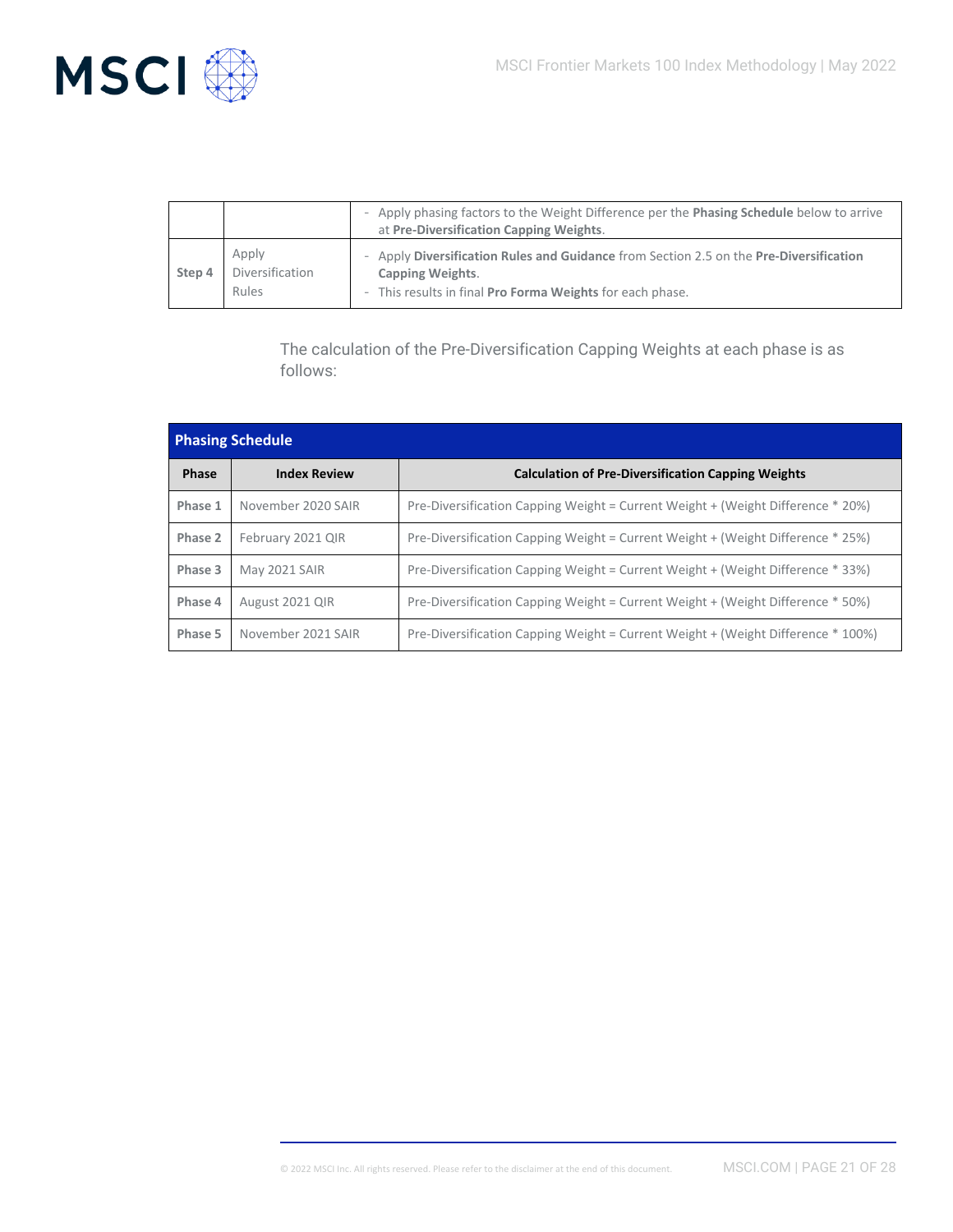|  |  |  |
| --- | --- | --- |
|  |  | - Apply phasing factors to the Weight Difference per the **Phasing Schedule** below to arrive at **Pre-Diversification Capping Weights**. |
| **Step 4** | Apply Diversification Rules | - Apply **Diversification Rules and Guidance** from Section 2.5 on the **Pre-Diversification Capping Weights**.<br>- This results in final **Pro Forma Weights** for each phase. |

The calculation of the Pre-Diversification Capping Weights at each phase is as follows:

**Phasing Schedule**

| Phase | Index Review | Calculation of Pre-Diversification Capping Weights |
| --- | --- | --- |
| **Phase 1** | November 2020 SAIR | Pre-Diversification Capping Weight = Current Weight + (Weight Difference * 20%) |
| **Phase 2** | February 2021 QIR | Pre-Diversification Capping Weight = Current Weight + (Weight Difference * 25%) |
| **Phase 3** | May 2021 SAIR | Pre-Diversification Capping Weight = Current Weight + (Weight Difference * 33%) |
| **Phase 4** | August 2021 QIR | Pre-Diversification Capping Weight = Current Weight + (Weight Difference * 50%) |
| **Phase 5** | November 2021 SAIR | Pre-Diversification Capping Weight = Current Weight + (Weight Difference * 100%) |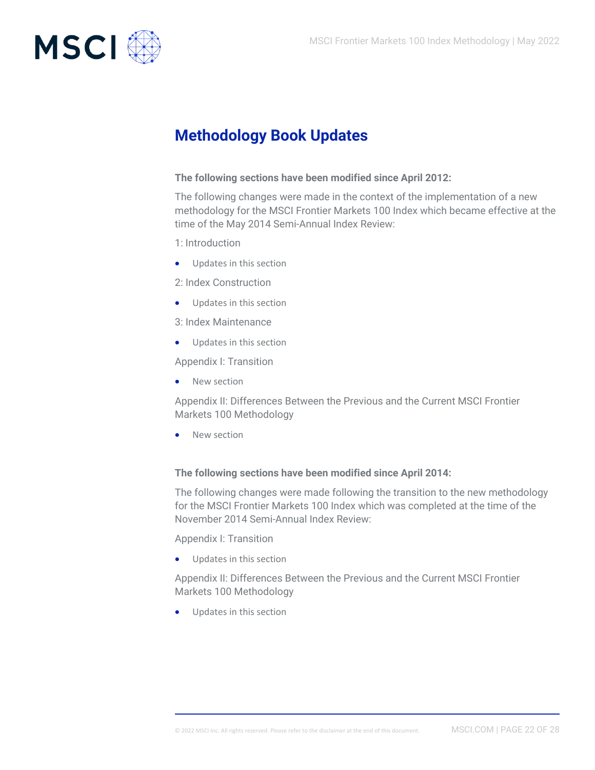# Methodology Book Updates

**The following sections have been modified since April 2012:**

The following changes were made in the context of the implementation of a new methodology for the MSCI Frontier Markets 100 Index which became effective at the time of the May 2014 Semi-Annual Index Review:

1: Introduction

- Updates in this section

2: Index Construction

- Updates in this section

3: Index Maintenance

- Updates in this section

Appendix I: Transition

- New section

Appendix II: Differences Between the Previous and the Current MSCI Frontier Markets 100 Methodology

- New section

**The following sections have been modified since April 2014:**

The following changes were made following the transition to the new methodology for the MSCI Frontier Markets 100 Index which was completed at the time of the November 2014 Semi-Annual Index Review:

Appendix I: Transition

- Updates in this section

Appendix II: Differences Between the Previous and the Current MSCI Frontier Markets 100 Methodology

- Updates in this section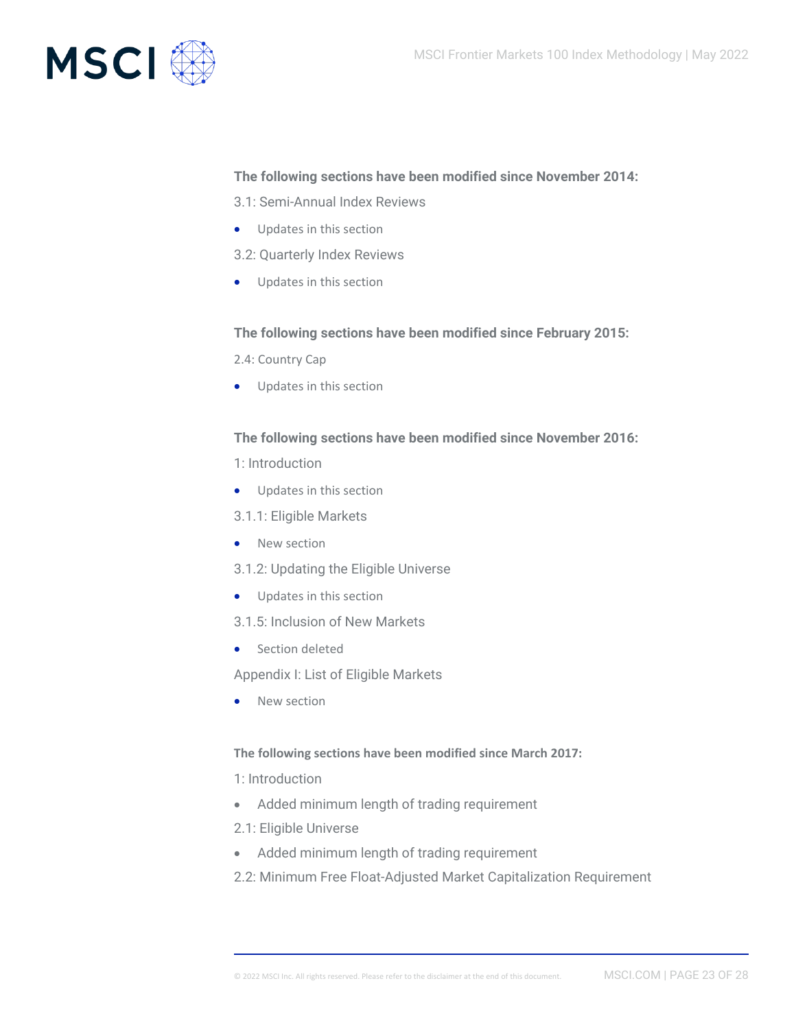**The following sections have been modified since November 2014:**

3.1: Semi-Annual Index Reviews

- Updates in this section

3.2: Quarterly Index Reviews

- Updates in this section

**The following sections have been modified since February 2015:**

2.4: Country Cap

- Updates in this section

**The following sections have been modified since November 2016:**

1: Introduction

- Updates in this section

3.1.1: Eligible Markets

- New section

3.1.2: Updating the Eligible Universe

- Updates in this section

3.1.5: Inclusion of New Markets

- Section deleted

Appendix I: List of Eligible Markets

- New section

**The following sections have been modified since March 2017:**

1: Introduction

- Added minimum length of trading requirement

2.1: Eligible Universe

- Added minimum length of trading requirement

2.2: Minimum Free Float-Adjusted Market Capitalization Requirement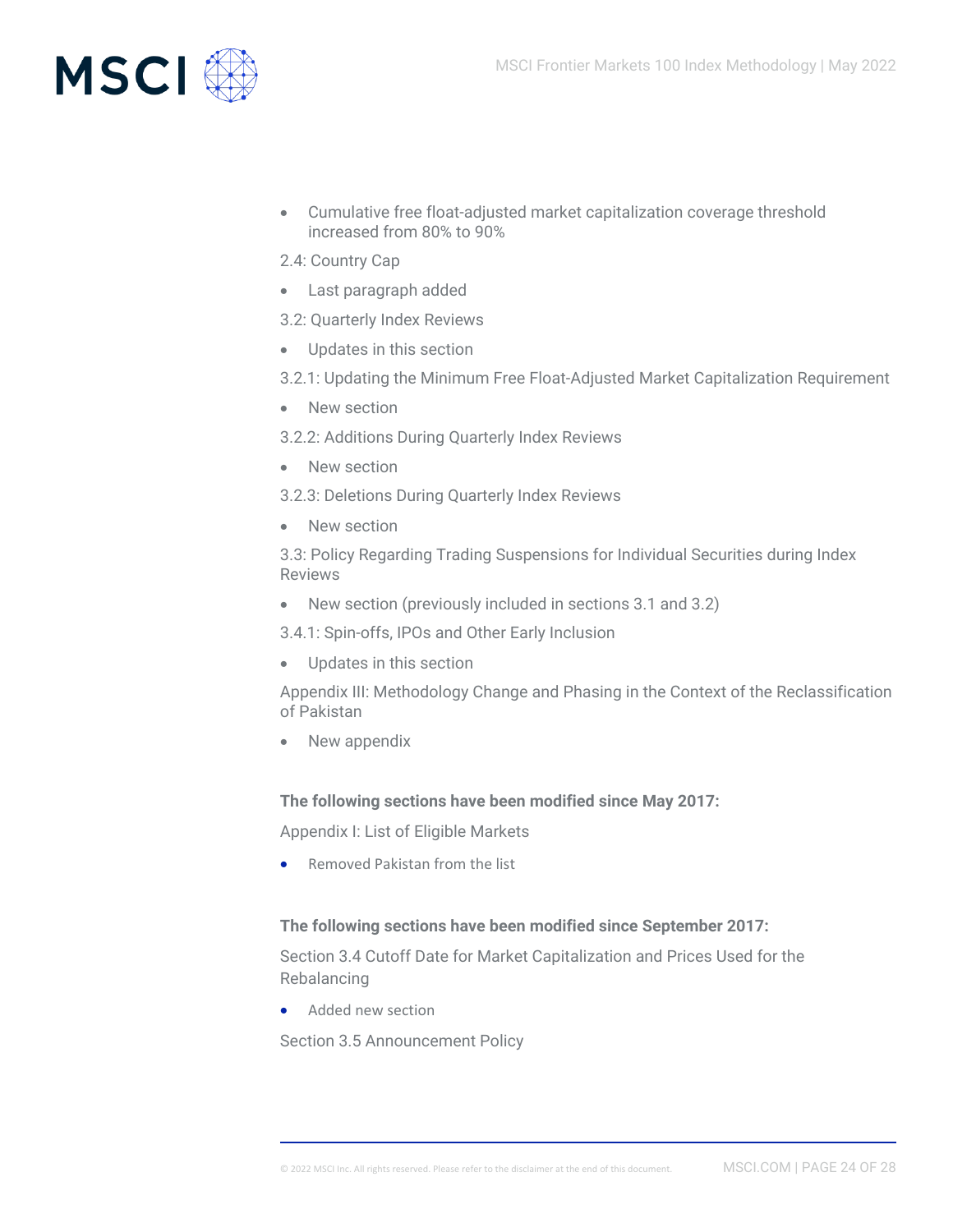- Cumulative free float-adjusted market capitalization coverage threshold increased from 80% to 90%

2.4: Country Cap

- Last paragraph added

3.2: Quarterly Index Reviews

- Updates in this section

3.2.1: Updating the Minimum Free Float-Adjusted Market Capitalization Requirement

- New section

3.2.2: Additions During Quarterly Index Reviews

- New section

3.2.3: Deletions During Quarterly Index Reviews

- New section

3.3: Policy Regarding Trading Suspensions for Individual Securities during Index Reviews

- New section (previously included in sections 3.1 and 3.2)

3.4.1: Spin-offs, IPOs and Other Early Inclusion

- Updates in this section

Appendix III: Methodology Change and Phasing in the Context of the Reclassification of Pakistan

- New appendix

**The following sections have been modified since May 2017:**

Appendix I: List of Eligible Markets

- Removed Pakistan from the list

**The following sections have been modified since September 2017:**

Section 3.4 Cutoff Date for Market Capitalization and Prices Used for the Rebalancing

- Added new section

Section 3.5 Announcement Policy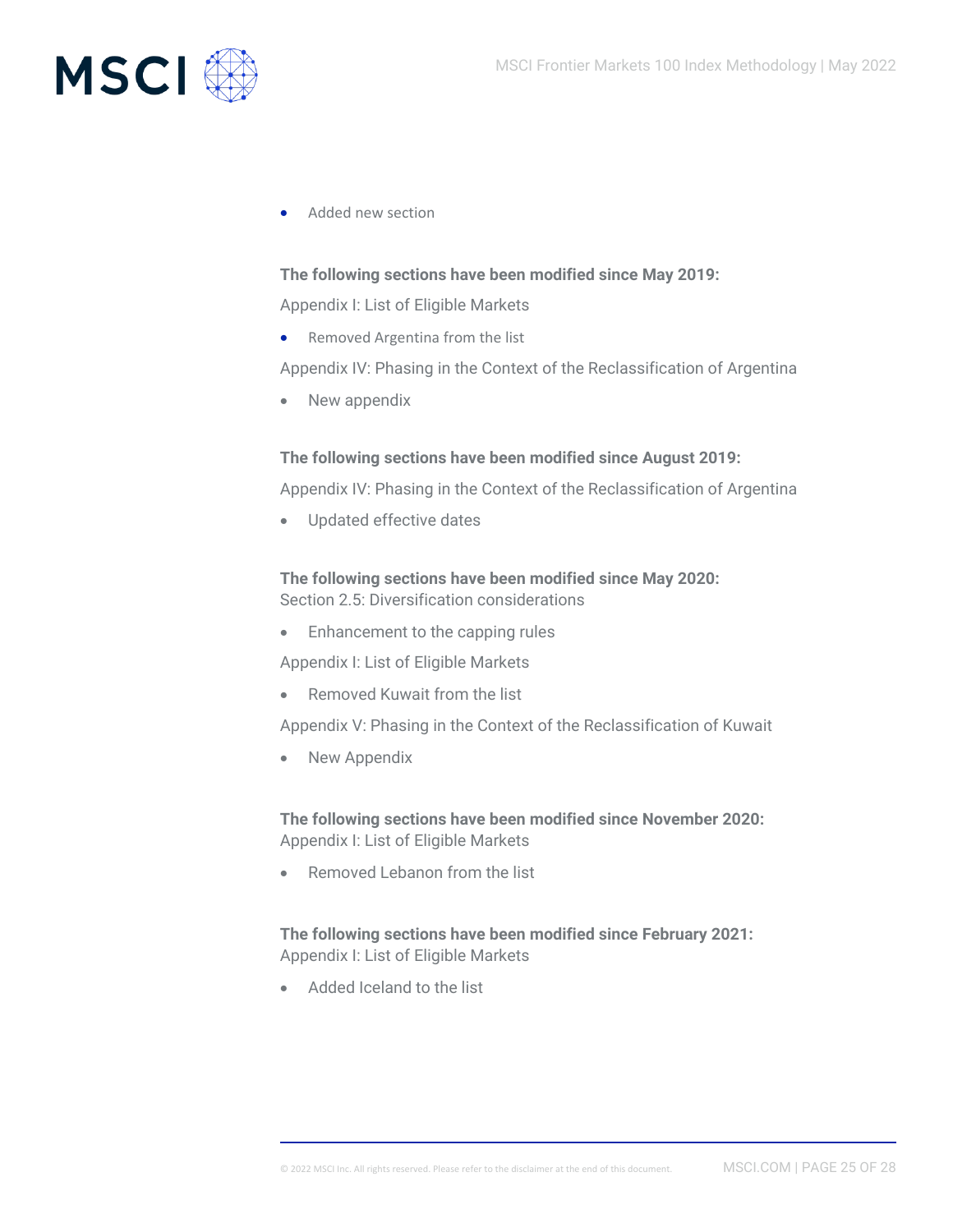- Added new section

**The following sections have been modified since May 2019:**

Appendix I: List of Eligible Markets

- Removed Argentina from the list

Appendix IV: Phasing in the Context of the Reclassification of Argentina

- New appendix

**The following sections have been modified since August 2019:**

Appendix IV: Phasing in the Context of the Reclassification of Argentina

- Updated effective dates

**The following sections have been modified since May 2020:**

Section 2.5: Diversification considerations

- Enhancement to the capping rules

Appendix I: List of Eligible Markets

- Removed Kuwait from the list

Appendix V: Phasing in the Context of the Reclassification of Kuwait

- New Appendix

**The following sections have been modified since November 2020:**

Appendix I: List of Eligible Markets

- Removed Lebanon from the list

**The following sections have been modified since February 2021:**

Appendix I: List of Eligible Markets

- Added Iceland to the list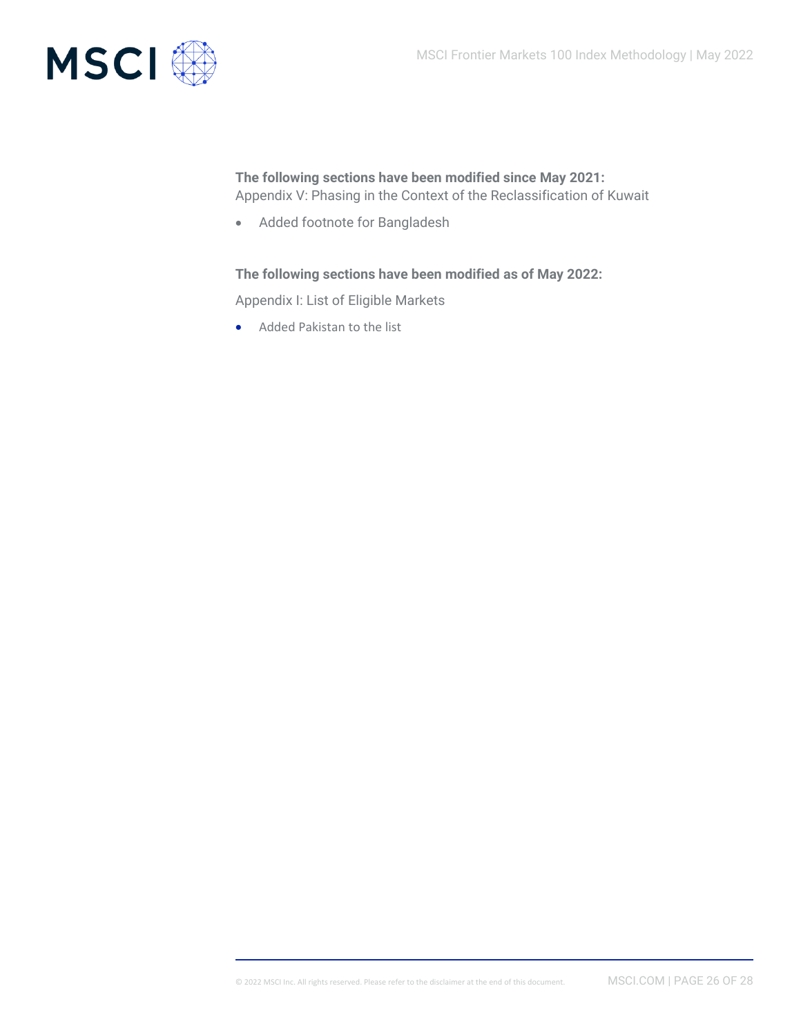**The following sections have been modified since May 2021:**

Appendix V: Phasing in the Context of the Reclassification of Kuwait

- Added footnote for Bangladesh

**The following sections have been modified as of May 2022:**

Appendix I: List of Eligible Markets

- Added Pakistan to the list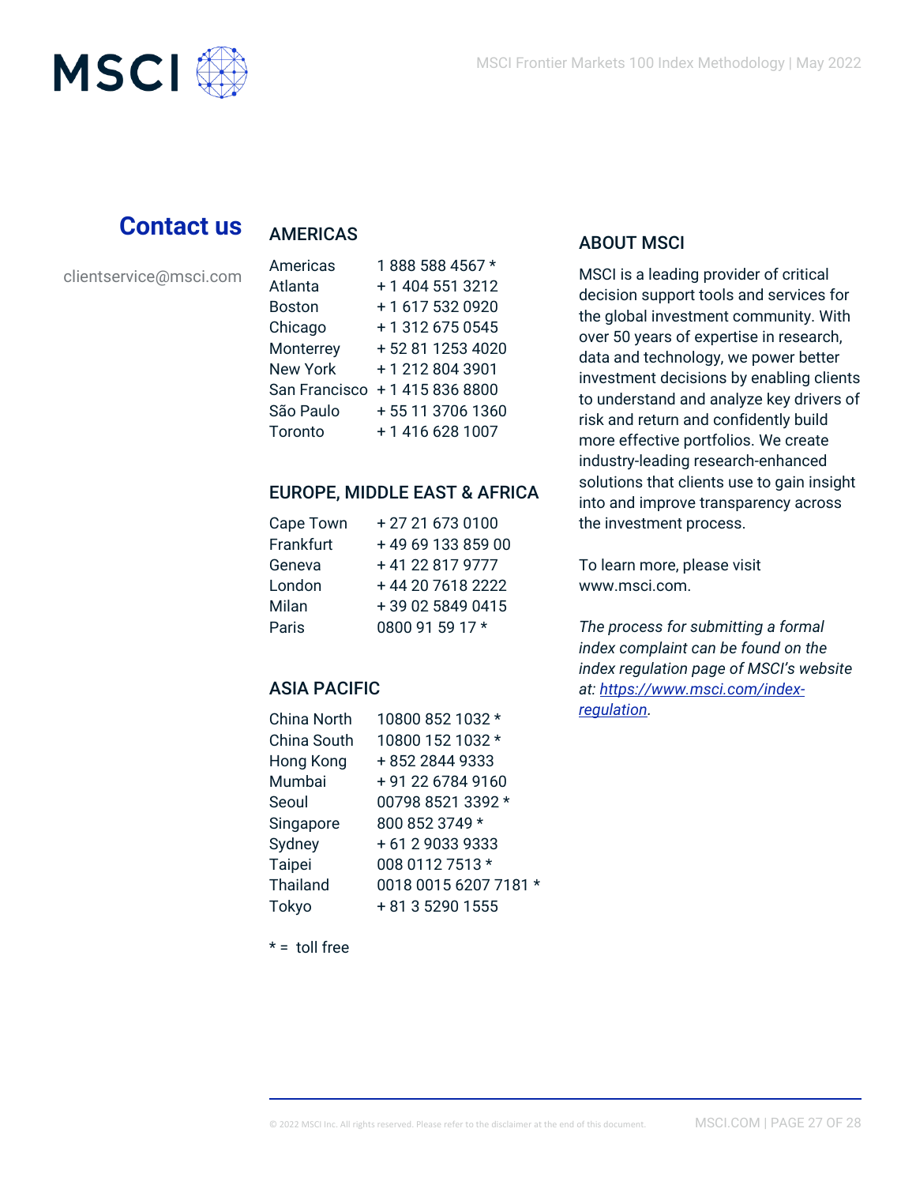## Contact us

clientservice@msci.com

### AMERICAS

| | |
|---|---|
| Americas | 1 888 588 4567 * |
| Atlanta | + 1 404 551 3212 |
| Boston | + 1 617 532 0920 |
| Chicago | + 1 312 675 0545 |
| Monterrey | + 52 81 1253 4020 |
| New York | + 1 212 804 3901 |
| San Francisco | + 1 415 836 8800 |
| São Paulo | + 55 11 3706 1360 |
| Toronto | + 1 416 628 1007 |

### EUROPE, MIDDLE EAST & AFRICA

| | |
|---|---|
| Cape Town | + 27 21 673 0100 |
| Frankfurt | + 49 69 133 859 00 |
| Geneva | + 41 22 817 9777 |
| London | + 44 20 7618 2222 |
| Milan | + 39 02 5849 0415 |
| Paris | 0800 91 59 17 * |

### ASIA PACIFIC

| | |
|---|---|
| China North | 10800 852 1032 * |
| China South | 10800 152 1032 * |
| Hong Kong | + 852 2844 9333 |
| Mumbai | + 91 22 6784 9160 |
| Seoul | 00798 8521 3392 * |
| Singapore | 800 852 3749 * |
| Sydney | + 61 2 9033 9333 |
| Taipei | 008 0112 7513 * |
| Thailand | 0018 0015 6207 7181 * |
| Tokyo | + 81 3 5290 1555 |

* = toll free

### ABOUT MSCI

MSCI is a leading provider of critical decision support tools and services for the global investment community. With over 50 years of expertise in research, data and technology, we power better investment decisions by enabling clients to understand and analyze key drivers of risk and return and confidently build more effective portfolios. We create industry-leading research-enhanced solutions that clients use to gain insight into and improve transparency across the investment process.

To learn more, please visit www.msci.com.

*The process for submitting a formal index complaint can be found on the index regulation page of MSCI's website at: [https://www.msci.com/index-regulation](https://www.msci.com/index-regulation).*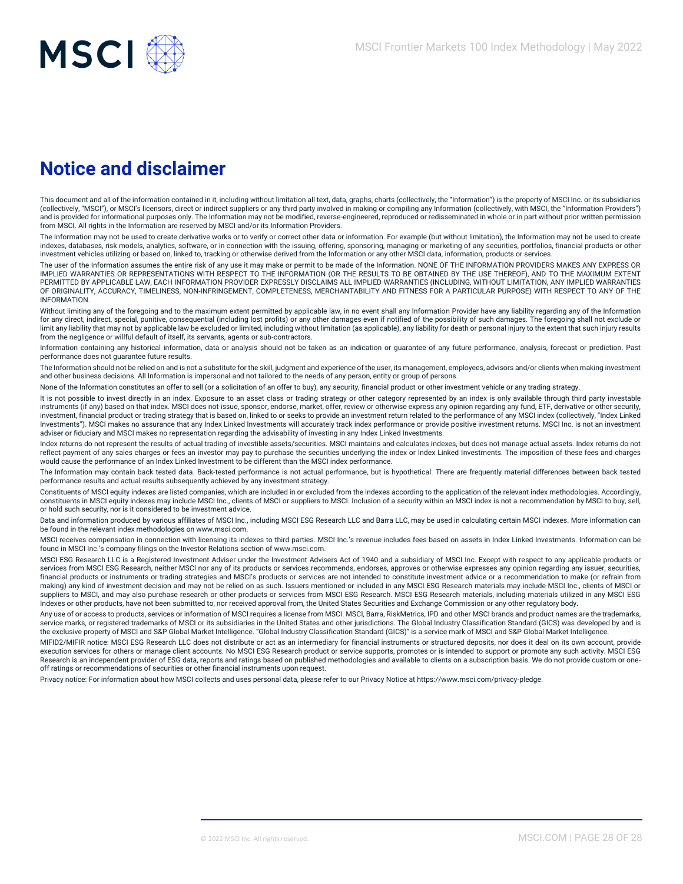# Notice and disclaimer

This document and all of the information contained in it, including without limitation all text, data, graphs, charts (collectively, the "Information") is the property of MSCI Inc. or its subsidiaries (collectively, "MSCI"), or MSCI's licensors, direct or indirect suppliers or any third party involved in making or compiling any Information (collectively, with MSCI, the "Information Providers") and is provided for informational purposes only. The Information may not be modified, reverse-engineered, reproduced or redisseminated in whole or in part without prior written permission from MSCI. All rights in the Information are reserved by MSCI and/or its Information Providers.

The Information may not be used to create derivative works or to verify or correct other data or information. For example (but without limitation), the Information may not be used to create indexes, databases, risk models, analytics, software, or in connection with the issuing, offering, sponsoring, managing or marketing of any securities, portfolios, financial products or other investment vehicles utilizing or based on, linked to, tracking or otherwise derived from the Information or any other MSCI data, information, products or services.

The user of the Information assumes the entire risk of any use it may make or permit to be made of the Information. NONE OF THE INFORMATION PROVIDERS MAKES ANY EXPRESS OR IMPLIED WARRANTIES OR REPRESENTATIONS WITH RESPECT TO THE INFORMATION (OR THE RESULTS TO BE OBTAINED BY THE USE THEREOF), AND TO THE MAXIMUM EXTENT PERMITTED BY APPLICABLE LAW, EACH INFORMATION PROVIDER EXPRESSLY DISCLAIMS ALL IMPLIED WARRANTIES (INCLUDING, WITHOUT LIMITATION, ANY IMPLIED WARRANTIES OF ORIGINALITY, ACCURACY, TIMELINESS, NON-INFRINGEMENT, COMPLETENESS, MERCHANTABILITY AND FITNESS FOR A PARTICULAR PURPOSE) WITH RESPECT TO ANY OF THE INFORMATION.

Without limiting any of the foregoing and to the maximum extent permitted by applicable law, in no event shall any Information Provider have any liability regarding any of the Information for any direct, indirect, special, punitive, consequential (including lost profits) or any other damages even if notified of the possibility of such damages. The foregoing shall not exclude or limit any liability that may not by applicable law be excluded or limited, including without limitation (as applicable), any liability for death or personal injury to the extent that such injury results from the negligence or willful default of itself, its servants, agents or sub-contractors.

Information containing any historical information, data or analysis should not be taken as an indication or guarantee of any future performance, analysis, forecast or prediction. Past performance does not guarantee future results.

The Information should not be relied on and is not a substitute for the skill, judgment and experience of the user, its management, employees, advisors and/or clients when making investment and other business decisions. All Information is impersonal and not tailored to the needs of any person, entity or group of persons.

None of the Information constitutes an offer to sell (or a solicitation of an offer to buy), any security, financial product or other investment vehicle or any trading strategy.

It is not possible to invest directly in an index. Exposure to an asset class or trading strategy or other category represented by an index is only available through third party investable instruments (if any) based on that index. MSCI does not issue, sponsor, endorse, market, offer, review or otherwise express any opinion regarding any fund, ETF, derivative or other security, investment, financial product or trading strategy that is based on, linked to or seeks to provide an investment return related to the performance of any MSCI index (collectively, "Index Linked Investments"). MSCI makes no assurance that any Index Linked Investments will accurately track index performance or provide positive investment returns. MSCI Inc. is not an investment adviser or fiduciary and MSCI makes no representation regarding the advisability of investing in any Index Linked Investments.

Index returns do not represent the results of actual trading of investible assets/securities. MSCI maintains and calculates indexes, but does not manage actual assets. Index returns do not reflect payment of any sales charges or fees an investor may pay to purchase the securities underlying the index or Index Linked Investments. The imposition of these fees and charges would cause the performance of an Index Linked Investment to be different than the MSCI index performance.

The Information may contain back tested data. Back-tested performance is not actual performance, but is hypothetical. There are frequently material differences between back tested performance results and actual results subsequently achieved by any investment strategy.

Constituents of MSCI equity indexes are listed companies, which are included in or excluded from the indexes according to the application of the relevant index methodologies. Accordingly, constituents in MSCI equity indexes may include MSCI Inc., clients of MSCI or suppliers to MSCI. Inclusion of a security within an MSCI index is not a recommendation by MSCI to buy, sell, or hold such security, nor is it considered to be investment advice.

Data and information produced by various affiliates of MSCI Inc., including MSCI ESG Research LLC and Barra LLC, may be used in calculating certain MSCI indexes. More information can be found in the relevant index methodologies on www.msci.com.

MSCI receives compensation in connection with licensing its indexes to third parties. MSCI Inc.'s revenue includes fees based on assets in Index Linked Investments. Information can be found in MSCI Inc.'s company filings on the Investor Relations section of www.msci.com.

MSCI ESG Research LLC is a Registered Investment Adviser under the Investment Advisers Act of 1940 and a subsidiary of MSCI Inc. Except with respect to any applicable products or services from MSCI ESG Research, neither MSCI nor any of its products or services recommends, endorses, approves or otherwise expresses any opinion regarding any issuer, securities, financial products or instruments or trading strategies and MSCI's products or services are not intended to constitute investment advice or a recommendation to make (or refrain from making) any kind of investment decision and may not be relied on as such. Issuers mentioned or included in any MSCI ESG Research materials may include MSCI Inc., clients of MSCI or suppliers to MSCI, and may also purchase research or other products or services from MSCI ESG Research. MSCI ESG Research materials, including materials utilized in any MSCI ESG Indexes or other products, have not been submitted to, nor received approval from, the United States Securities and Exchange Commission or any other regulatory body.

Any use of or access to products, services or information of MSCI requires a license from MSCI. MSCI, Barra, RiskMetrics, IPD and other MSCI brands and product names are the trademarks, service marks, or registered trademarks of MSCI or its subsidiaries in the United States and other jurisdictions. The Global Industry Classification Standard (GICS) was developed by and is the exclusive property of MSCI and S&P Global Market Intelligence. "Global Industry Classification Standard (GICS)" is a service mark of MSCI and S&P Global Market Intelligence.

MIFID2/MIFIR notice: MSCI ESG Research LLC does not distribute or act as an intermediary for financial instruments or structured deposits, nor does it deal on its own account, provide execution services for others or manage client accounts. No MSCI ESG Research product or service supports, promotes or is intended to support or promote any such activity. MSCI ESG Research is an independent provider of ESG data, reports and ratings based on published methodologies and available to clients on a subscription basis. We do not provide custom or one-off ratings or recommendations of securities or other financial instruments upon request.

Privacy notice: For information about how MSCI collects and uses personal data, please refer to our Privacy Notice at https://www.msci.com/privacy-pledge.